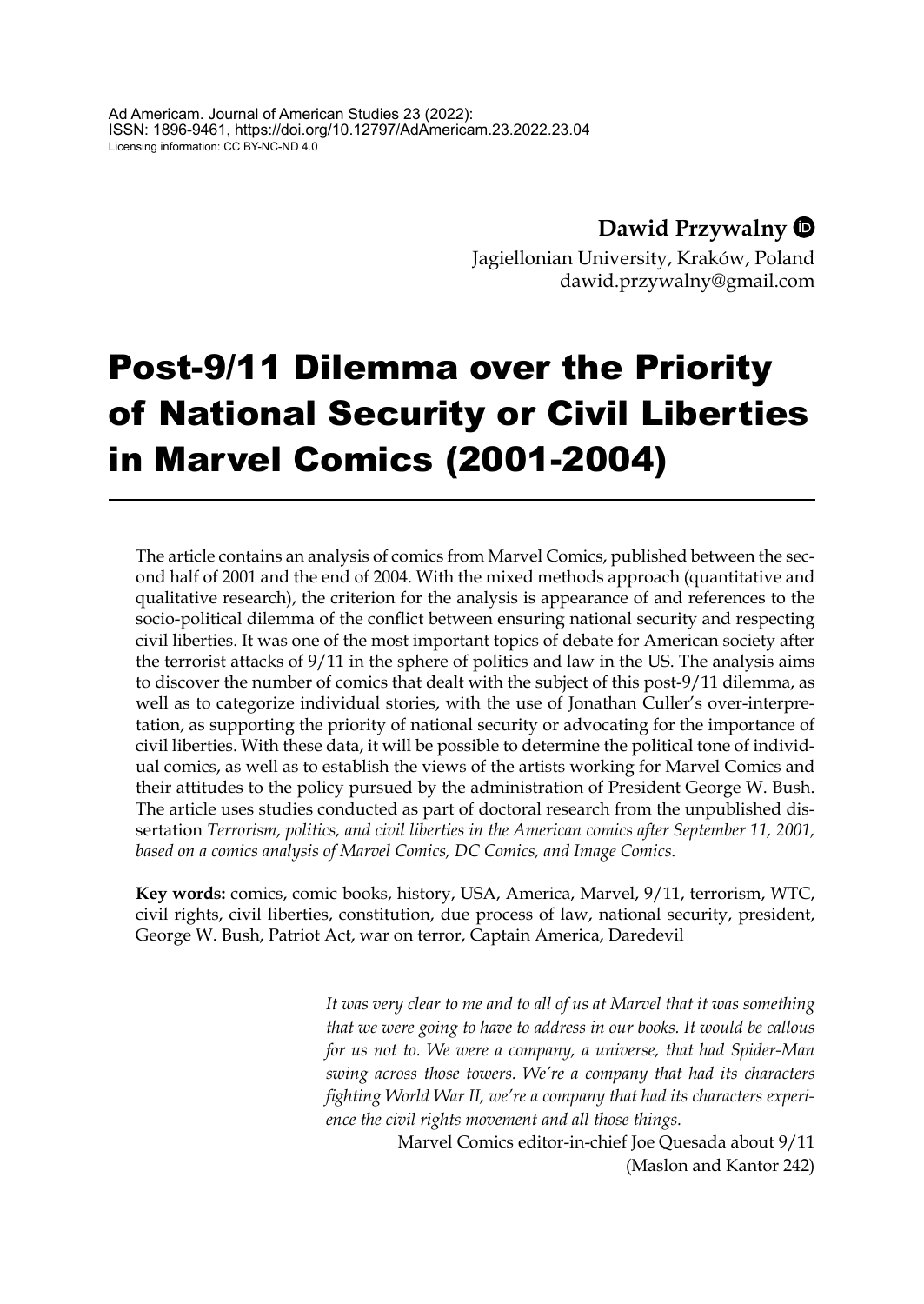Ad Americam. Journal of American Studies 23 (2022):
ISSN: 1896-9461, https://doi.org/10.12797/AdAmericam.23.2022.23.04
Licensing information: CC BY-NC-ND 4.0

**Dawid Przywalny**
Jagiellonian University, Kraków, Poland
dawid.przywalny@gmail.com

# Post-9/11 Dilemma over the Priority of National Security or Civil Liberties in Marvel Comics (2001-2004)

The article contains an analysis of comics from Marvel Comics, published between the second half of 2001 and the end of 2004. With the mixed methods approach (quantitative and qualitative research), the criterion for the analysis is appearance of and references to the socio-political dilemma of the conflict between ensuring national security and respecting civil liberties. It was one of the most important topics of debate for American society after the terrorist attacks of 9/11 in the sphere of politics and law in the US. The analysis aims to discover the number of comics that dealt with the subject of this post-9/11 dilemma, as well as to categorize individual stories, with the use of Jonathan Culler's over-interpretation, as supporting the priority of national security or advocating for the importance of civil liberties. With these data, it will be possible to determine the political tone of individual comics, as well as to establish the views of the artists working for Marvel Comics and their attitudes to the policy pursued by the administration of President George W. Bush. The article uses studies conducted as part of doctoral research from the unpublished dissertation *Terrorism, politics, and civil liberties in the American comics after September 11, 2001, based on a comics analysis of Marvel Comics, DC Comics, and Image Comics*.

**Key words:** comics, comic books, history, USA, America, Marvel, 9/11, terrorism, WTC, civil rights, civil liberties, constitution, due process of law, national security, president, George W. Bush, Patriot Act, war on terror, Captain America, Daredevil

> *It was very clear to me and to all of us at Marvel that it was something that we were going to have to address in our books. It would be callous for us not to. We were a company, a universe, that had Spider-Man swing across those towers. We're a company that had its characters fighting World War II, we're a company that had its characters experience the civil rights movement and all those things.*
>
> Marvel Comics editor-in-chief Joe Quesada about 9/11 (Maslon and Kantor 242)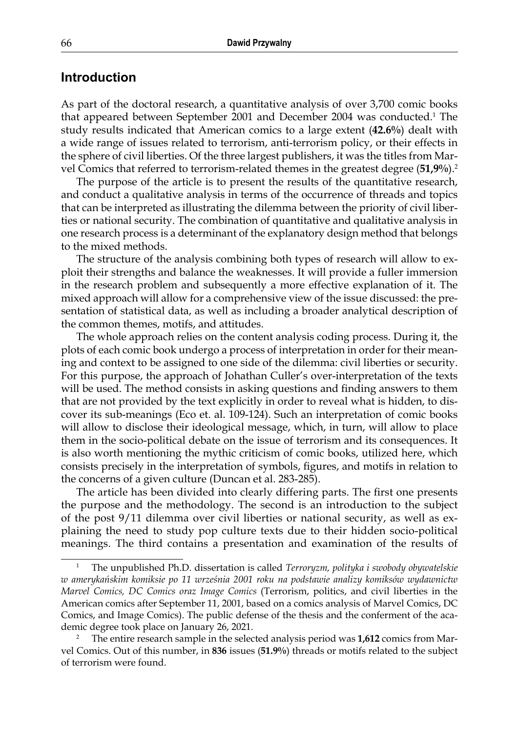## Introduction

As part of the doctoral research, a quantitative analysis of over 3,700 comic books that appeared between September 2001 and December 2004 was conducted.[1] The study results indicated that American comics to a large extent (**42.6%**) dealt with a wide range of issues related to terrorism, anti-terrorism policy, or their effects in the sphere of civil liberties. Of the three largest publishers, it was the titles from Marvel Comics that referred to terrorism-related themes in the greatest degree (**51,9%**).[2]

The purpose of the article is to present the results of the quantitative research, and conduct a qualitative analysis in terms of the occurrence of threads and topics that can be interpreted as illustrating the dilemma between the priority of civil liberties or national security. The combination of quantitative and qualitative analysis in one research process is a determinant of the explanatory design method that belongs to the mixed methods.

The structure of the analysis combining both types of research will allow to exploit their strengths and balance the weaknesses. It will provide a fuller immersion in the research problem and subsequently a more effective explanation of it. The mixed approach will allow for a comprehensive view of the issue discussed: the presentation of statistical data, as well as including a broader analytical description of the common themes, motifs, and attitudes.

The whole approach relies on the content analysis coding process. During it, the plots of each comic book undergo a process of interpretation in order for their meaning and context to be assigned to one side of the dilemma: civil liberties or security. For this purpose, the approach of Johathan Culler's over-interpretation of the texts will be used. The method consists in asking questions and finding answers to them that are not provided by the text explicitly in order to reveal what is hidden, to discover its sub-meanings (Eco et. al. 109-124). Such an interpretation of comic books will allow to disclose their ideological message, which, in turn, will allow to place them in the socio-political debate on the issue of terrorism and its consequences. It is also worth mentioning the mythic criticism of comic books, utilized here, which consists precisely in the interpretation of symbols, figures, and motifs in relation to the concerns of a given culture (Duncan et al. 283-285).

The article has been divided into clearly differing parts. The first one presents the purpose and the methodology. The second is an introduction to the subject of the post 9/11 dilemma over civil liberties or national security, as well as explaining the need to study pop culture texts due to their hidden socio-political meanings. The third contains a presentation and examination of the results of

---

[1] The unpublished Ph.D. dissertation is called *Terroryzm, polityka i swobody obywatelskie w amerykańskim komiksie po 11 września 2001 roku na podstawie analizy komiksów wydawnictw Marvel Comics, DC Comics oraz Image Comics* (Terrorism, politics, and civil liberties in the American comics after September 11, 2001, based on a comics analysis of Marvel Comics, DC Comics, and Image Comics). The public defense of the thesis and the conferment of the academic degree took place on January 26, 2021.

[2] The entire research sample in the selected analysis period was **1,612** comics from Marvel Comics. Out of this number, in **836** issues (**51.9%**) threads or motifs related to the subject of terrorism were found.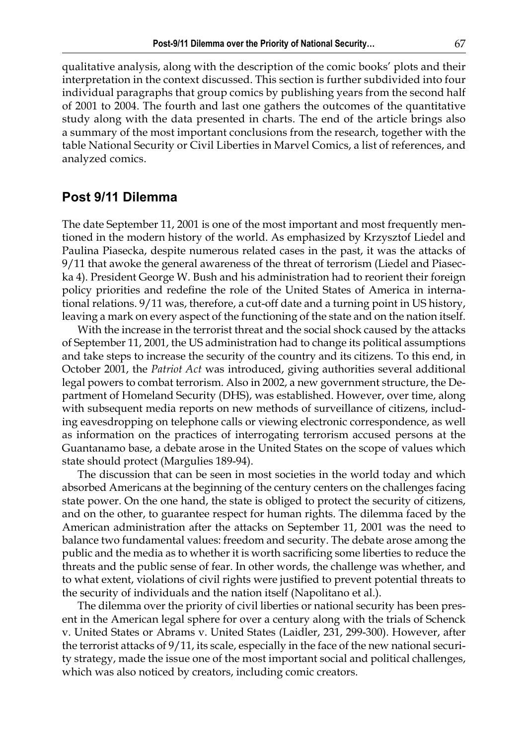qualitative analysis, along with the description of the comic books' plots and their interpretation in the context discussed. This section is further subdivided into four individual paragraphs that group comics by publishing years from the second half of 2001 to 2004. The fourth and last one gathers the outcomes of the quantitative study along with the data presented in charts. The end of the article brings also a summary of the most important conclusions from the research, together with the table National Security or Civil Liberties in Marvel Comics, a list of references, and analyzed comics.

## Post 9/11 Dilemma

The date September 11, 2001 is one of the most important and most frequently mentioned in the modern history of the world. As emphasized by Krzysztof Liedel and Paulina Piasecka, despite numerous related cases in the past, it was the attacks of 9/11 that awoke the general awareness of the threat of terrorism (Liedel and Piasecka 4). President George W. Bush and his administration had to reorient their foreign policy priorities and redefine the role of the United States of America in international relations. 9/11 was, therefore, a cut-off date and a turning point in US history, leaving a mark on every aspect of the functioning of the state and on the nation itself.

With the increase in the terrorist threat and the social shock caused by the attacks of September 11, 2001, the US administration had to change its political assumptions and take steps to increase the security of the country and its citizens. To this end, in October 2001, the *Patriot Act* was introduced, giving authorities several additional legal powers to combat terrorism. Also in 2002, a new government structure, the Department of Homeland Security (DHS), was established. However, over time, along with subsequent media reports on new methods of surveillance of citizens, including eavesdropping on telephone calls or viewing electronic correspondence, as well as information on the practices of interrogating terrorism accused persons at the Guantanamo base, a debate arose in the United States on the scope of values which state should protect (Margulies 189-94).

The discussion that can be seen in most societies in the world today and which absorbed Americans at the beginning of the century centers on the challenges facing state power. On the one hand, the state is obliged to protect the security of citizens, and on the other, to guarantee respect for human rights. The dilemma faced by the American administration after the attacks on September 11, 2001 was the need to balance two fundamental values: freedom and security. The debate arose among the public and the media as to whether it is worth sacrificing some liberties to reduce the threats and the public sense of fear. In other words, the challenge was whether, and to what extent, violations of civil rights were justified to prevent potential threats to the security of individuals and the nation itself (Napolitano et al.).

The dilemma over the priority of civil liberties or national security has been present in the American legal sphere for over a century along with the trials of Schenck v. United States or Abrams v. United States (Laidler, 231, 299-300). However, after the terrorist attacks of 9/11, its scale, especially in the face of the new national security strategy, made the issue one of the most important social and political challenges, which was also noticed by creators, including comic creators.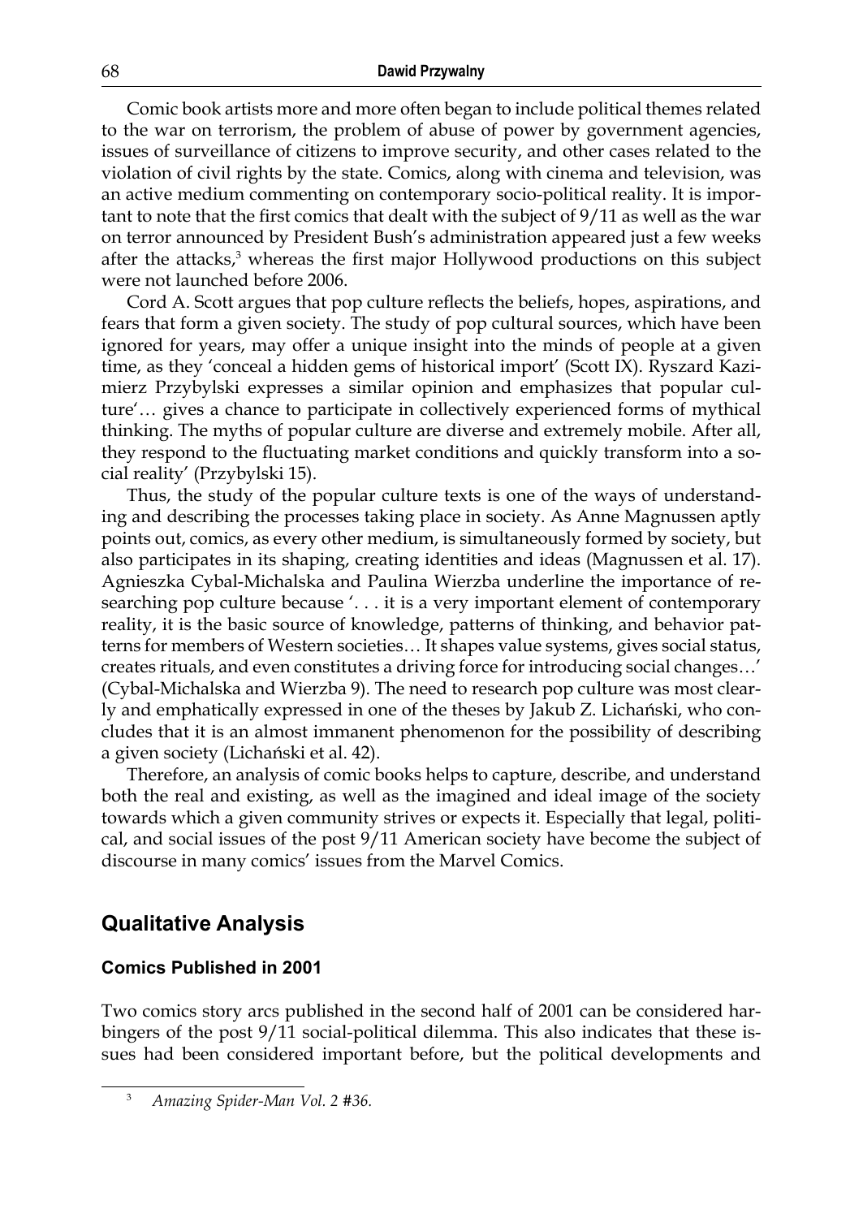Comic book artists more and more often began to include political themes related to the war on terrorism, the problem of abuse of power by government agencies, issues of surveillance of citizens to improve security, and other cases related to the violation of civil rights by the state. Comics, along with cinema and television, was an active medium commenting on contemporary socio-political reality. It is important to note that the first comics that dealt with the subject of 9/11 as well as the war on terror announced by President Bush's administration appeared just a few weeks after the attacks,[3] whereas the first major Hollywood productions on this subject were not launched before 2006.

Cord A. Scott argues that pop culture reflects the beliefs, hopes, aspirations, and fears that form a given society. The study of pop cultural sources, which have been ignored for years, may offer a unique insight into the minds of people at a given time, as they 'conceal a hidden gems of historical import' (Scott IX). Ryszard Kazimierz Przybylski expresses a similar opinion and emphasizes that popular culture'… gives a chance to participate in collectively experienced forms of mythical thinking. The myths of popular culture are diverse and extremely mobile. After all, they respond to the fluctuating market conditions and quickly transform into a social reality' (Przybylski 15).

Thus, the study of the popular culture texts is one of the ways of understanding and describing the processes taking place in society. As Anne Magnussen aptly points out, comics, as every other medium, is simultaneously formed by society, but also participates in its shaping, creating identities and ideas (Magnussen et al. 17). Agnieszka Cybal-Michalska and Paulina Wierzba underline the importance of researching pop culture because '. . . it is a very important element of contemporary reality, it is the basic source of knowledge, patterns of thinking, and behavior patterns for members of Western societies… It shapes value systems, gives social status, creates rituals, and even constitutes a driving force for introducing social changes…' (Cybal-Michalska and Wierzba 9). The need to research pop culture was most clearly and emphatically expressed in one of the theses by Jakub Z. Lichański, who concludes that it is an almost immanent phenomenon for the possibility of describing a given society (Lichański et al. 42).

Therefore, an analysis of comic books helps to capture, describe, and understand both the real and existing, as well as the imagined and ideal image of the society towards which a given community strives or expects it. Especially that legal, political, and social issues of the post 9/11 American society have become the subject of discourse in many comics' issues from the Marvel Comics.

## Qualitative Analysis

### Comics Published in 2001

Two comics story arcs published in the second half of 2001 can be considered harbingers of the post 9/11 social-political dilemma. This also indicates that these issues had been considered important before, but the political developments and

[3] *Amazing Spider-Man Vol. 2 #36.*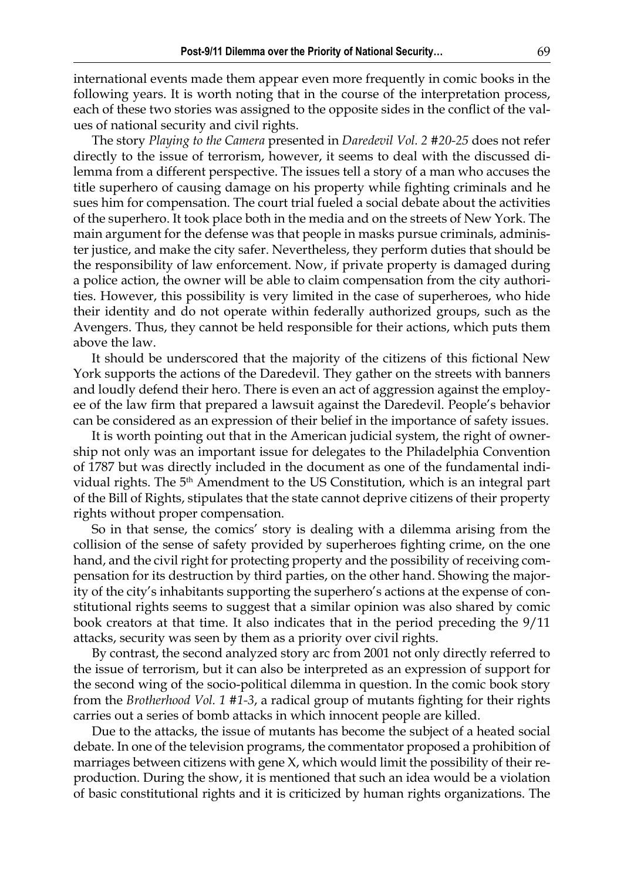international events made them appear even more frequently in comic books in the following years. It is worth noting that in the course of the interpretation process, each of these two stories was assigned to the opposite sides in the conflict of the values of national security and civil rights.

The story *Playing to the Camera* presented in *Daredevil Vol. 2 #20-25* does not refer directly to the issue of terrorism, however, it seems to deal with the discussed dilemma from a different perspective. The issues tell a story of a man who accuses the title superhero of causing damage on his property while fighting criminals and he sues him for compensation. The court trial fueled a social debate about the activities of the superhero. It took place both in the media and on the streets of New York. The main argument for the defense was that people in masks pursue criminals, administer justice, and make the city safer. Nevertheless, they perform duties that should be the responsibility of law enforcement. Now, if private property is damaged during a police action, the owner will be able to claim compensation from the city authorities. However, this possibility is very limited in the case of superheroes, who hide their identity and do not operate within federally authorized groups, such as the Avengers. Thus, they cannot be held responsible for their actions, which puts them above the law.

It should be underscored that the majority of the citizens of this fictional New York supports the actions of the Daredevil. They gather on the streets with banners and loudly defend their hero. There is even an act of aggression against the employee of the law firm that prepared a lawsuit against the Daredevil. People's behavior can be considered as an expression of their belief in the importance of safety issues.

It is worth pointing out that in the American judicial system, the right of ownership not only was an important issue for delegates to the Philadelphia Convention of 1787 but was directly included in the document as one of the fundamental individual rights. The 5th Amendment to the US Constitution, which is an integral part of the Bill of Rights, stipulates that the state cannot deprive citizens of their property rights without proper compensation.

So in that sense, the comics' story is dealing with a dilemma arising from the collision of the sense of safety provided by superheroes fighting crime, on the one hand, and the civil right for protecting property and the possibility of receiving compensation for its destruction by third parties, on the other hand. Showing the majority of the city's inhabitants supporting the superhero's actions at the expense of constitutional rights seems to suggest that a similar opinion was also shared by comic book creators at that time. It also indicates that in the period preceding the 9/11 attacks, security was seen by them as a priority over civil rights.

By contrast, the second analyzed story arc from 2001 not only directly referred to the issue of terrorism, but it can also be interpreted as an expression of support for the second wing of the socio-political dilemma in question. In the comic book story from the *Brotherhood Vol. 1 #1-3*, a radical group of mutants fighting for their rights carries out a series of bomb attacks in which innocent people are killed.

Due to the attacks, the issue of mutants has become the subject of a heated social debate. In one of the television programs, the commentator proposed a prohibition of marriages between citizens with gene X, which would limit the possibility of their reproduction. During the show, it is mentioned that such an idea would be a violation of basic constitutional rights and it is criticized by human rights organizations. The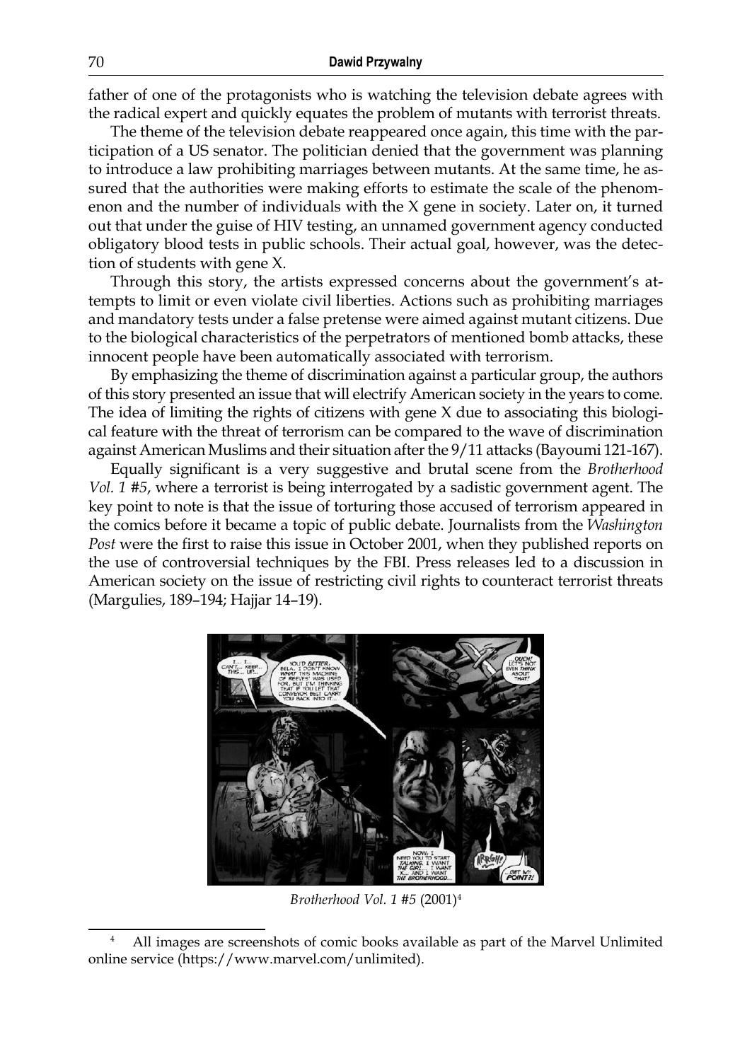father of one of the protagonists who is watching the television debate agrees with the radical expert and quickly equates the problem of mutants with terrorist threats.

The theme of the television debate reappeared once again, this time with the participation of a US senator. The politician denied that the government was planning to introduce a law prohibiting marriages between mutants. At the same time, he assured that the authorities were making efforts to estimate the scale of the phenomenon and the number of individuals with the X gene in society. Later on, it turned out that under the guise of HIV testing, an unnamed government agency conducted obligatory blood tests in public schools. Their actual goal, however, was the detection of students with gene X.

Through this story, the artists expressed concerns about the government's attempts to limit or even violate civil liberties. Actions such as prohibiting marriages and mandatory tests under a false pretense were aimed against mutant citizens. Due to the biological characteristics of the perpetrators of mentioned bomb attacks, these innocent people have been automatically associated with terrorism.

By emphasizing the theme of discrimination against a particular group, the authors of this story presented an issue that will electrify American society in the years to come. The idea of limiting the rights of citizens with gene X due to associating this biological feature with the threat of terrorism can be compared to the wave of discrimination against American Muslims and their situation after the 9/11 attacks (Bayoumi 121-167).

Equally significant is a very suggestive and brutal scene from the *Brotherhood Vol. 1 #5*, where a terrorist is being interrogated by a sadistic government agent. The key point to note is that the issue of torturing those accused of terrorism appeared in the comics before it became a topic of public debate. Journalists from the *Washington Post* were the first to raise this issue in October 2001, when they published reports on the use of controversial techniques by the FBI. Press releases led to a discussion in American society on the issue of restricting civil rights to counteract terrorist threats (Margulies, 189–194; Hajjar 14–19).

*Brotherhood Vol. 1 #5* (2001)[4]

[4] All images are screenshots of comic books available as part of the Marvel Unlimited online service (https://www.marvel.com/unlimited).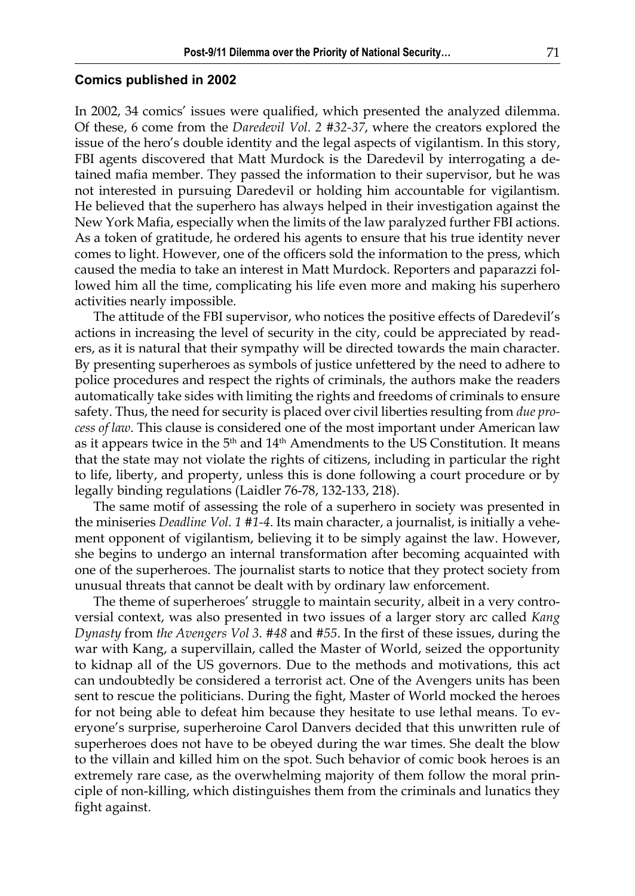### Comics published in 2002

In 2002, 34 comics' issues were qualified, which presented the analyzed dilemma. Of these, 6 come from the *Daredevil Vol. 2 #32-37*, where the creators explored the issue of the hero's double identity and the legal aspects of vigilantism. In this story, FBI agents discovered that Matt Murdock is the Daredevil by interrogating a detained mafia member. They passed the information to their supervisor, but he was not interested in pursuing Daredevil or holding him accountable for vigilantism. He believed that the superhero has always helped in their investigation against the New York Mafia, especially when the limits of the law paralyzed further FBI actions. As a token of gratitude, he ordered his agents to ensure that his true identity never comes to light. However, one of the officers sold the information to the press, which caused the media to take an interest in Matt Murdock. Reporters and paparazzi followed him all the time, complicating his life even more and making his superhero activities nearly impossible.

The attitude of the FBI supervisor, who notices the positive effects of Daredevil's actions in increasing the level of security in the city, could be appreciated by readers, as it is natural that their sympathy will be directed towards the main character. By presenting superheroes as symbols of justice unfettered by the need to adhere to police procedures and respect the rights of criminals, the authors make the readers automatically take sides with limiting the rights and freedoms of criminals to ensure safety. Thus, the need for security is placed over civil liberties resulting from *due process of law*. This clause is considered one of the most important under American law as it appears twice in the 5th and 14th Amendments to the US Constitution. It means that the state may not violate the rights of citizens, including in particular the right to life, liberty, and property, unless this is done following a court procedure or by legally binding regulations (Laidler 76-78, 132-133, 218).

The same motif of assessing the role of a superhero in society was presented in the miniseries *Deadline Vol. 1 #1-4*. Its main character, a journalist, is initially a vehement opponent of vigilantism, believing it to be simply against the law. However, she begins to undergo an internal transformation after becoming acquainted with one of the superheroes. The journalist starts to notice that they protect society from unusual threats that cannot be dealt with by ordinary law enforcement.

The theme of superheroes' struggle to maintain security, albeit in a very controversial context, was also presented in two issues of a larger story arc called *Kang Dynasty* from *the Avengers Vol 3. #48* and *#55*. In the first of these issues, during the war with Kang, a supervillain, called the Master of World, seized the opportunity to kidnap all of the US governors. Due to the methods and motivations, this act can undoubtedly be considered a terrorist act. One of the Avengers units has been sent to rescue the politicians. During the fight, Master of World mocked the heroes for not being able to defeat him because they hesitate to use lethal means. To everyone's surprise, superheroine Carol Danvers decided that this unwritten rule of superheroes does not have to be obeyed during the war times. She dealt the blow to the villain and killed him on the spot. Such behavior of comic book heroes is an extremely rare case, as the overwhelming majority of them follow the moral principle of non-killing, which distinguishes them from the criminals and lunatics they fight against.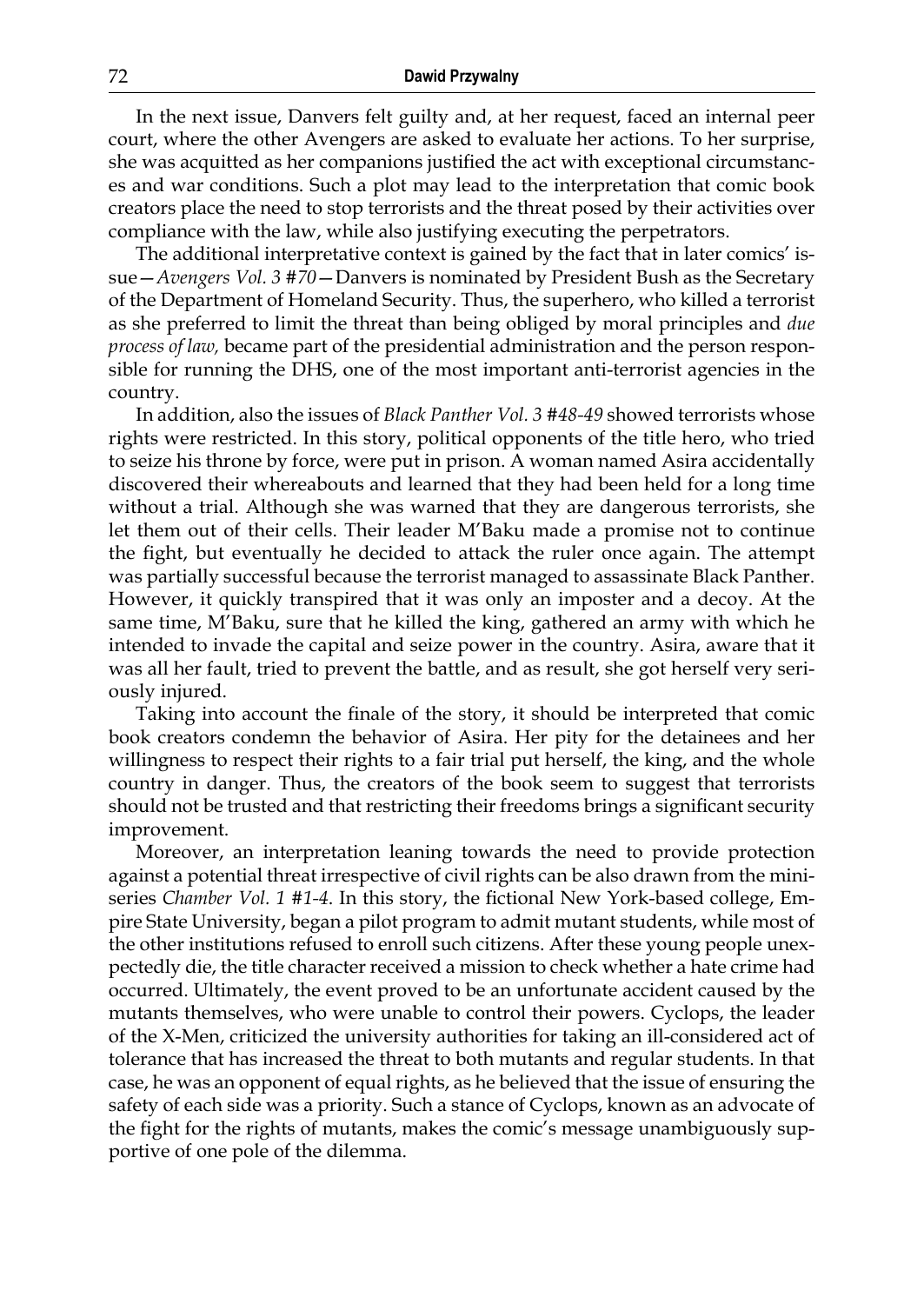In the next issue, Danvers felt guilty and, at her request, faced an internal peer court, where the other Avengers are asked to evaluate her actions. To her surprise, she was acquitted as her companions justified the act with exceptional circumstances and war conditions. Such a plot may lead to the interpretation that comic book creators place the need to stop terrorists and the threat posed by their activities over compliance with the law, while also justifying executing the perpetrators.

The additional interpretative context is gained by the fact that in later comics' issue—*Avengers Vol. 3 #70*—Danvers is nominated by President Bush as the Secretary of the Department of Homeland Security. Thus, the superhero, who killed a terrorist as she preferred to limit the threat than being obliged by moral principles and *due process of law,* became part of the presidential administration and the person responsible for running the DHS, one of the most important anti-terrorist agencies in the country.

In addition, also the issues of *Black Panther Vol. 3 #48-49* showed terrorists whose rights were restricted. In this story, political opponents of the title hero, who tried to seize his throne by force, were put in prison. A woman named Asira accidentally discovered their whereabouts and learned that they had been held for a long time without a trial. Although she was warned that they are dangerous terrorists, she let them out of their cells. Their leader M'Baku made a promise not to continue the fight, but eventually he decided to attack the ruler once again. The attempt was partially successful because the terrorist managed to assassinate Black Panther. However, it quickly transpired that it was only an imposter and a decoy. At the same time, M'Baku, sure that he killed the king, gathered an army with which he intended to invade the capital and seize power in the country. Asira, aware that it was all her fault, tried to prevent the battle, and as result, she got herself very seriously injured.

Taking into account the finale of the story, it should be interpreted that comic book creators condemn the behavior of Asira. Her pity for the detainees and her willingness to respect their rights to a fair trial put herself, the king, and the whole country in danger. Thus, the creators of the book seem to suggest that terrorists should not be trusted and that restricting their freedoms brings a significant security improvement.

Moreover, an interpretation leaning towards the need to provide protection against a potential threat irrespective of civil rights can be also drawn from the miniseries *Chamber Vol. 1 #1-4*. In this story, the fictional New York-based college, Empire State University, began a pilot program to admit mutant students, while most of the other institutions refused to enroll such citizens. After these young people unexpectedly die, the title character received a mission to check whether a hate crime had occurred. Ultimately, the event proved to be an unfortunate accident caused by the mutants themselves, who were unable to control their powers. Cyclops, the leader of the X-Men, criticized the university authorities for taking an ill-considered act of tolerance that has increased the threat to both mutants and regular students. In that case, he was an opponent of equal rights, as he believed that the issue of ensuring the safety of each side was a priority. Such a stance of Cyclops, known as an advocate of the fight for the rights of mutants, makes the comic's message unambiguously supportive of one pole of the dilemma.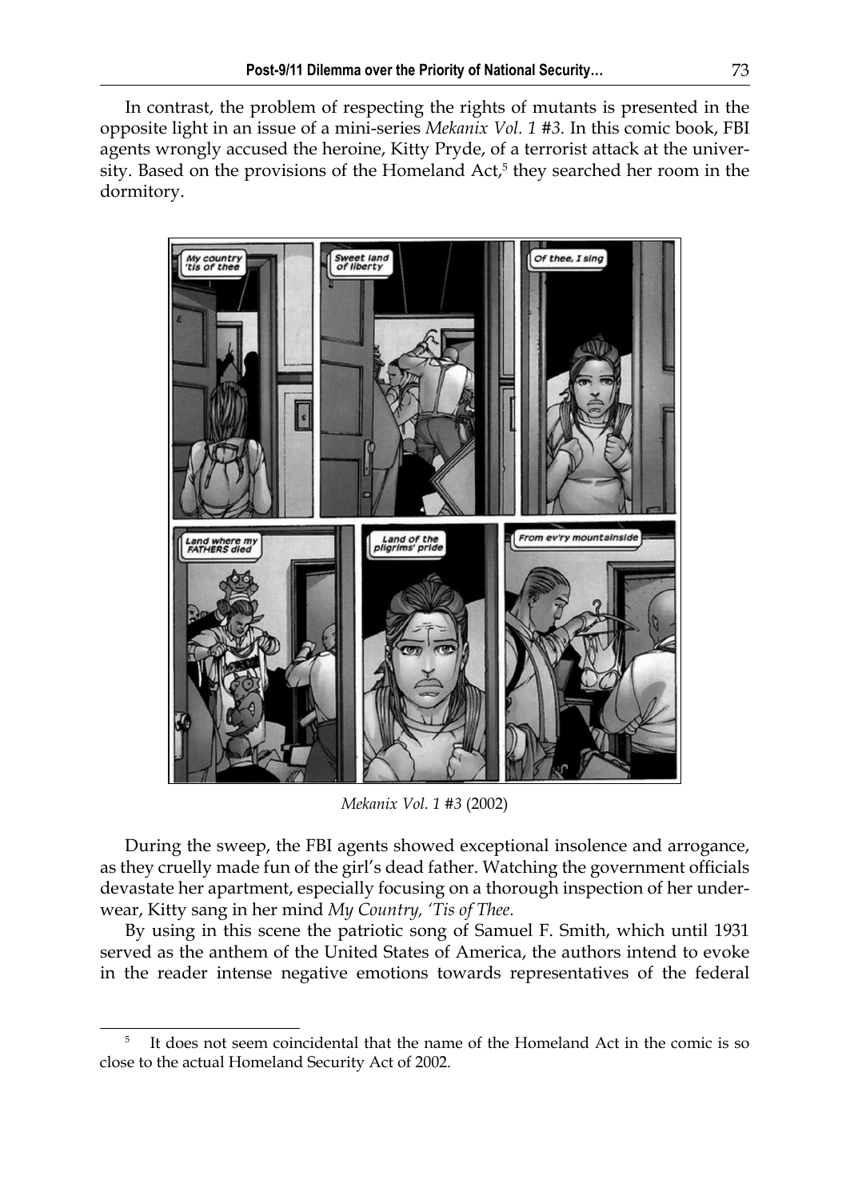In contrast, the problem of respecting the rights of mutants is presented in the opposite light in an issue of a mini-series *Mekanix Vol. 1 #3.* In this comic book, FBI agents wrongly accused the heroine, Kitty Pryde, of a terrorist attack at the university. Based on the provisions of the Homeland Act,[5] they searched her room in the dormitory.

*Mekanix Vol. 1 #3* (2002)

During the sweep, the FBI agents showed exceptional insolence and arrogance, as they cruelly made fun of the girl's dead father. Watching the government officials devastate her apartment, especially focusing on a thorough inspection of her underwear, Kitty sang in her mind *My Country, 'Tis of Thee.*

By using in this scene the patriotic song of Samuel F. Smith, which until 1931 served as the anthem of the United States of America, the authors intend to evoke in the reader intense negative emotions towards representatives of the federal

---

[5] It does not seem coincidental that the name of the Homeland Act in the comic is so close to the actual Homeland Security Act of 2002.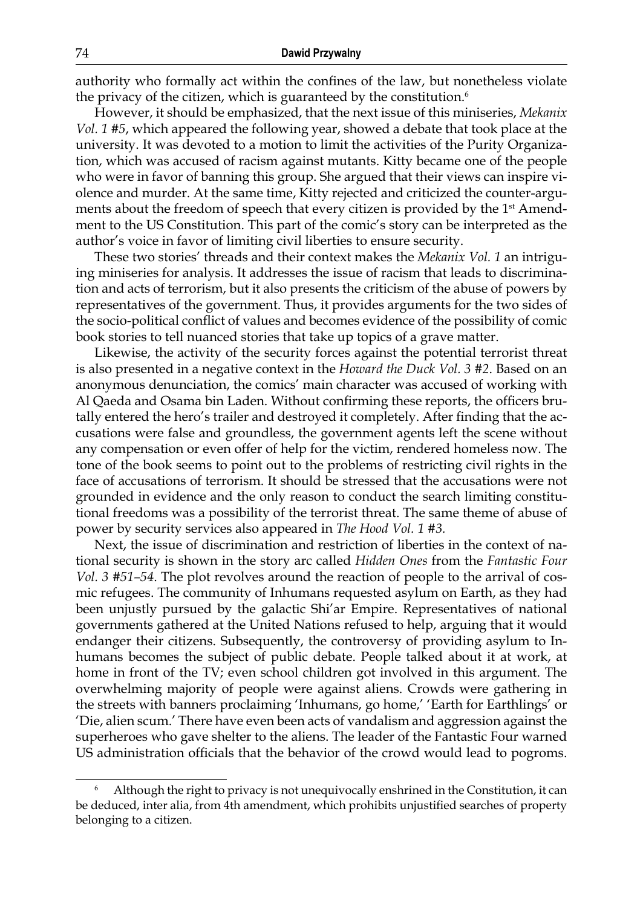authority who formally act within the confines of the law, but nonetheless violate the privacy of the citizen, which is guaranteed by the constitution.[6]

However, it should be emphasized, that the next issue of this miniseries, *Mekanix Vol. 1 #5*, which appeared the following year, showed a debate that took place at the university. It was devoted to a motion to limit the activities of the Purity Organization, which was accused of racism against mutants. Kitty became one of the people who were in favor of banning this group. She argued that their views can inspire violence and murder. At the same time, Kitty rejected and criticized the counter-arguments about the freedom of speech that every citizen is provided by the 1st Amendment to the US Constitution. This part of the comic's story can be interpreted as the author's voice in favor of limiting civil liberties to ensure security.

These two stories' threads and their context makes the *Mekanix Vol. 1* an intriguing miniseries for analysis. It addresses the issue of racism that leads to discrimination and acts of terrorism, but it also presents the criticism of the abuse of powers by representatives of the government. Thus, it provides arguments for the two sides of the socio-political conflict of values and becomes evidence of the possibility of comic book stories to tell nuanced stories that take up topics of a grave matter.

Likewise, the activity of the security forces against the potential terrorist threat is also presented in a negative context in the *Howard the Duck Vol. 3 #2*. Based on an anonymous denunciation, the comics' main character was accused of working with Al Qaeda and Osama bin Laden. Without confirming these reports, the officers brutally entered the hero's trailer and destroyed it completely. After finding that the accusations were false and groundless, the government agents left the scene without any compensation or even offer of help for the victim, rendered homeless now. The tone of the book seems to point out to the problems of restricting civil rights in the face of accusations of terrorism. It should be stressed that the accusations were not grounded in evidence and the only reason to conduct the search limiting constitutional freedoms was a possibility of the terrorist threat. The same theme of abuse of power by security services also appeared in *The Hood Vol. 1 #3.*

Next, the issue of discrimination and restriction of liberties in the context of national security is shown in the story arc called *Hidden Ones* from the *Fantastic Four Vol. 3 #51–54*. The plot revolves around the reaction of people to the arrival of cosmic refugees. The community of Inhumans requested asylum on Earth, as they had been unjustly pursued by the galactic Shi'ar Empire. Representatives of national governments gathered at the United Nations refused to help, arguing that it would endanger their citizens. Subsequently, the controversy of providing asylum to Inhumans becomes the subject of public debate. People talked about it at work, at home in front of the TV; even school children got involved in this argument. The overwhelming majority of people were against aliens. Crowds were gathering in the streets with banners proclaiming 'Inhumans, go home,' 'Earth for Earthlings' or 'Die, alien scum.' There have even been acts of vandalism and aggression against the superheroes who gave shelter to the aliens. The leader of the Fantastic Four warned US administration officials that the behavior of the crowd would lead to pogroms.

---

[6] Although the right to privacy is not unequivocally enshrined in the Constitution, it can be deduced, inter alia, from 4th amendment, which prohibits unjustified searches of property belonging to a citizen.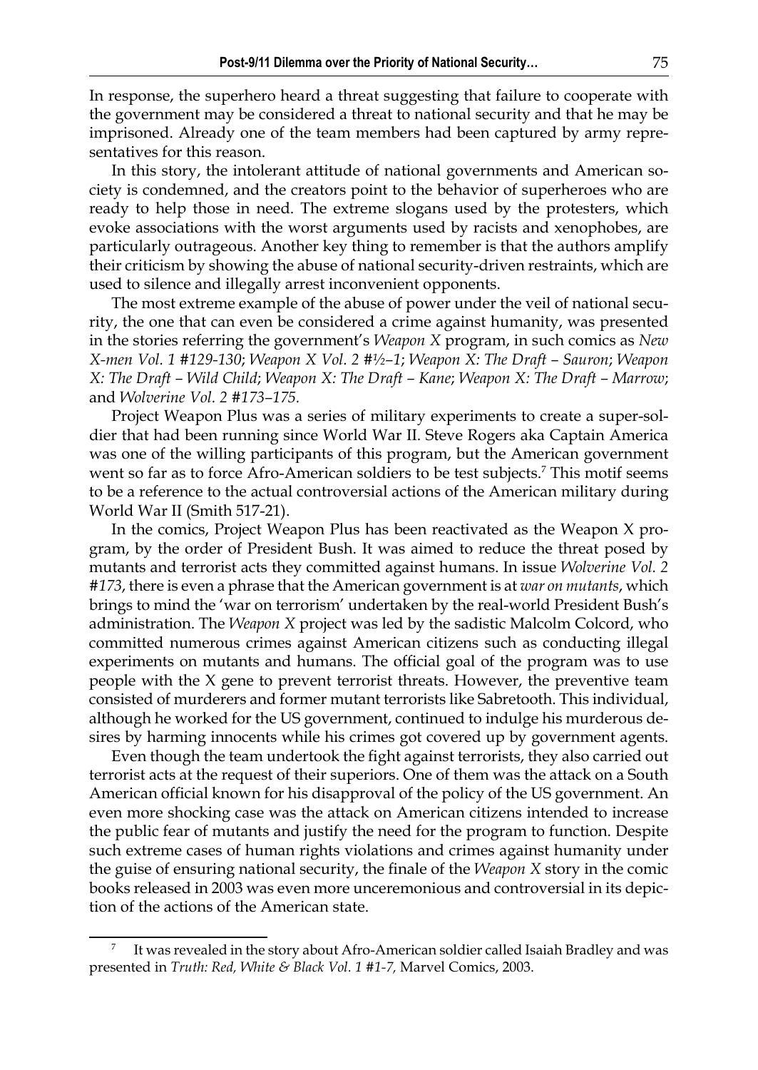In response, the superhero heard a threat suggesting that failure to cooperate with the government may be considered a threat to national security and that he may be imprisoned. Already one of the team members had been captured by army representatives for this reason.

In this story, the intolerant attitude of national governments and American society is condemned, and the creators point to the behavior of superheroes who are ready to help those in need. The extreme slogans used by the protesters, which evoke associations with the worst arguments used by racists and xenophobes, are particularly outrageous. Another key thing to remember is that the authors amplify their criticism by showing the abuse of national security-driven restraints, which are used to silence and illegally arrest inconvenient opponents.

The most extreme example of the abuse of power under the veil of national security, the one that can even be considered a crime against humanity, was presented in the stories referring the government's *Weapon X* program, in such comics as *New X-men Vol. 1 #129-130*; *Weapon X Vol. 2 #½–1*; *Weapon X: The Draft – Sauron*; *Weapon X: The Draft – Wild Child*; *Weapon X: The Draft – Kane*; *Weapon X: The Draft – Marrow*; and *Wolverine Vol. 2 #173–175.*

Project Weapon Plus was a series of military experiments to create a super-soldier that had been running since World War II. Steve Rogers aka Captain America was one of the willing participants of this program, but the American government went so far as to force Afro-American soldiers to be test subjects.[7] This motif seems to be a reference to the actual controversial actions of the American military during World War II (Smith 517-21).

In the comics, Project Weapon Plus has been reactivated as the Weapon X program, by the order of President Bush. It was aimed to reduce the threat posed by mutants and terrorist acts they committed against humans. In issue *Wolverine Vol. 2 #173*, there is even a phrase that the American government is at *war on mutants*, which brings to mind the 'war on terrorism' undertaken by the real-world President Bush's administration. The *Weapon X* project was led by the sadistic Malcolm Colcord, who committed numerous crimes against American citizens such as conducting illegal experiments on mutants and humans. The official goal of the program was to use people with the X gene to prevent terrorist threats. However, the preventive team consisted of murderers and former mutant terrorists like Sabretooth. This individual, although he worked for the US government, continued to indulge his murderous desires by harming innocents while his crimes got covered up by government agents.

Even though the team undertook the fight against terrorists, they also carried out terrorist acts at the request of their superiors. One of them was the attack on a South American official known for his disapproval of the policy of the US government. An even more shocking case was the attack on American citizens intended to increase the public fear of mutants and justify the need for the program to function. Despite such extreme cases of human rights violations and crimes against humanity under the guise of ensuring national security, the finale of the *Weapon X* story in the comic books released in 2003 was even more unceremonious and controversial in its depiction of the actions of the American state.

---

[7] It was revealed in the story about Afro-American soldier called Isaiah Bradley and was presented in *Truth: Red, White & Black Vol. 1 #1-7,* Marvel Comics, 2003.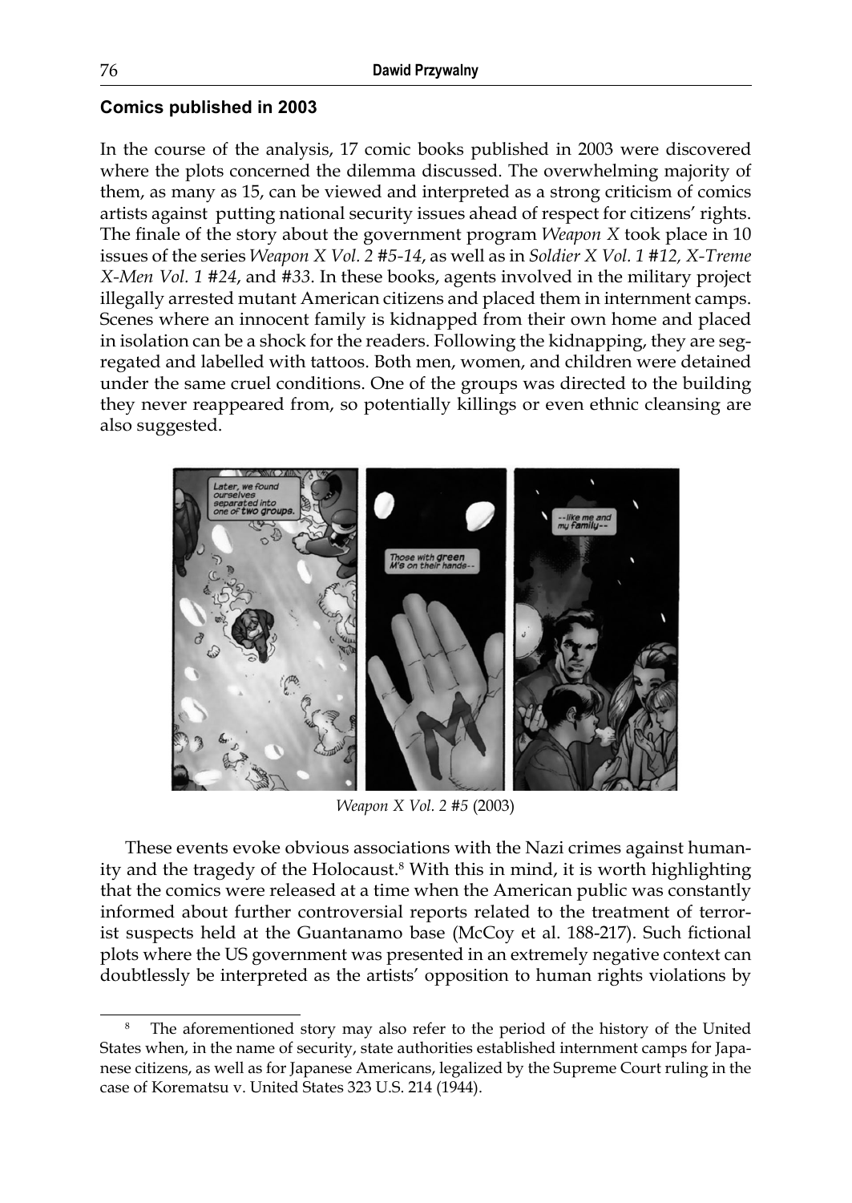### Comics published in 2003

In the course of the analysis, 17 comic books published in 2003 were discovered where the plots concerned the dilemma discussed. The overwhelming majority of them, as many as 15, can be viewed and interpreted as a strong criticism of comics artists against putting national security issues ahead of respect for citizens' rights. The finale of the story about the government program *Weapon X* took place in 10 issues of the series *Weapon X Vol. 2 #5-14*, as well as in *Soldier X Vol. 1 #12, X-Treme X-Men Vol. 1 #24*, and *#33*. In these books, agents involved in the military project illegally arrested mutant American citizens and placed them in internment camps. Scenes where an innocent family is kidnapped from their own home and placed in isolation can be a shock for the readers. Following the kidnapping, they are segregated and labelled with tattoos. Both men, women, and children were detained under the same cruel conditions. One of the groups was directed to the building they never reappeared from, so potentially killings or even ethnic cleansing are also suggested.

*Weapon X Vol. 2 #5* (2003)

These events evoke obvious associations with the Nazi crimes against humanity and the tragedy of the Holocaust.[8] With this in mind, it is worth highlighting that the comics were released at a time when the American public was constantly informed about further controversial reports related to the treatment of terrorist suspects held at the Guantanamo base (McCoy et al. 188-217). Such fictional plots where the US government was presented in an extremely negative context can doubtlessly be interpreted as the artists' opposition to human rights violations by

[8] The aforementioned story may also refer to the period of the history of the United States when, in the name of security, state authorities established internment camps for Japanese citizens, as well as for Japanese Americans, legalized by the Supreme Court ruling in the case of Korematsu v. United States 323 U.S. 214 (1944).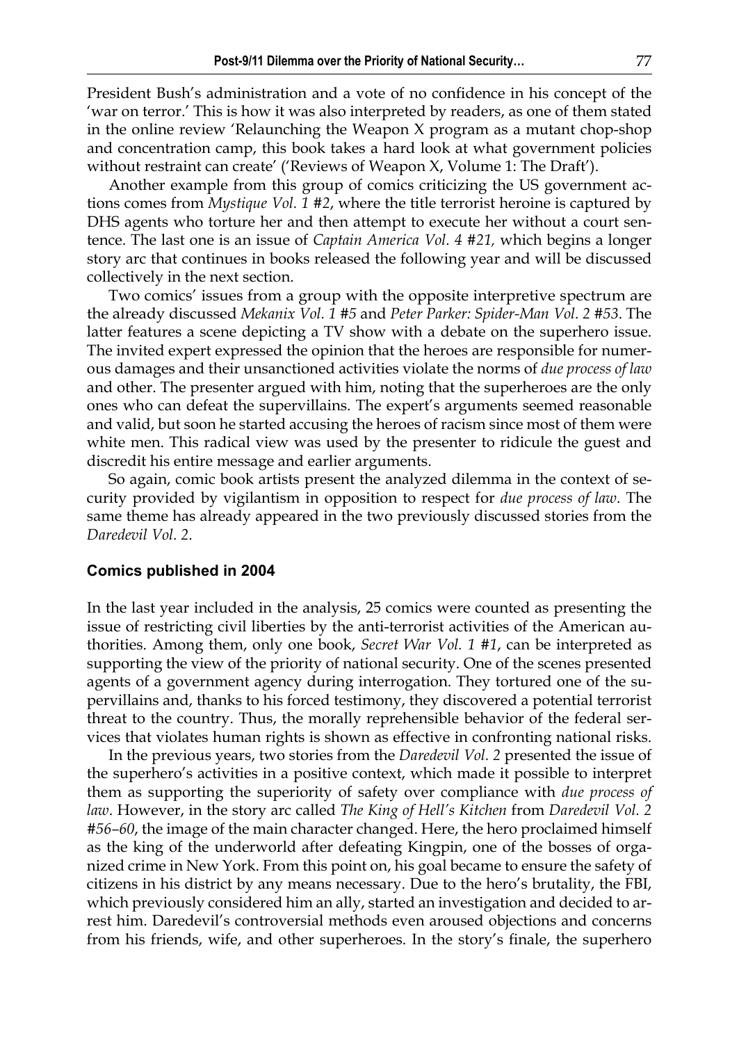President Bush's administration and a vote of no confidence in his concept of the 'war on terror.' This is how it was also interpreted by readers, as one of them stated in the online review 'Relaunching the Weapon X program as a mutant chop-shop and concentration camp, this book takes a hard look at what government policies without restraint can create' ('Reviews of Weapon X, Volume 1: The Draft').

Another example from this group of comics criticizing the US government actions comes from *Mystique Vol. 1 #2*, where the title terrorist heroine is captured by DHS agents who torture her and then attempt to execute her without a court sentence. The last one is an issue of *Captain America Vol. 4 #21,* which begins a longer story arc that continues in books released the following year and will be discussed collectively in the next section.

Two comics' issues from a group with the opposite interpretive spectrum are the already discussed *Mekanix Vol. 1 #5* and *Peter Parker: Spider-Man Vol. 2 #53*. The latter features a scene depicting a TV show with a debate on the superhero issue. The invited expert expressed the opinion that the heroes are responsible for numerous damages and their unsanctioned activities violate the norms of *due process of law* and other. The presenter argued with him, noting that the superheroes are the only ones who can defeat the supervillains. The expert's arguments seemed reasonable and valid, but soon he started accusing the heroes of racism since most of them were white men. This radical view was used by the presenter to ridicule the guest and discredit his entire message and earlier arguments.

So again, comic book artists present the analyzed dilemma in the context of security provided by vigilantism in opposition to respect for *due process of law*. The same theme has already appeared in the two previously discussed stories from the *Daredevil Vol. 2*.

### Comics published in 2004

In the last year included in the analysis, 25 comics were counted as presenting the issue of restricting civil liberties by the anti-terrorist activities of the American authorities. Among them, only one book, *Secret War Vol. 1 #1*, can be interpreted as supporting the view of the priority of national security. One of the scenes presented agents of a government agency during interrogation. They tortured one of the supervillains and, thanks to his forced testimony, they discovered a potential terrorist threat to the country. Thus, the morally reprehensible behavior of the federal services that violates human rights is shown as effective in confronting national risks.

In the previous years, two stories from the *Daredevil Vol. 2* presented the issue of the superhero's activities in a positive context, which made it possible to interpret them as supporting the superiority of safety over compliance with *due process of law*. However, in the story arc called *The King of Hell's Kitchen* from *Daredevil Vol. 2 #56–60*, the image of the main character changed. Here, the hero proclaimed himself as the king of the underworld after defeating Kingpin, one of the bosses of organized crime in New York. From this point on, his goal became to ensure the safety of citizens in his district by any means necessary. Due to the hero's brutality, the FBI, which previously considered him an ally, started an investigation and decided to arrest him. Daredevil's controversial methods even aroused objections and concerns from his friends, wife, and other superheroes. In the story's finale, the superhero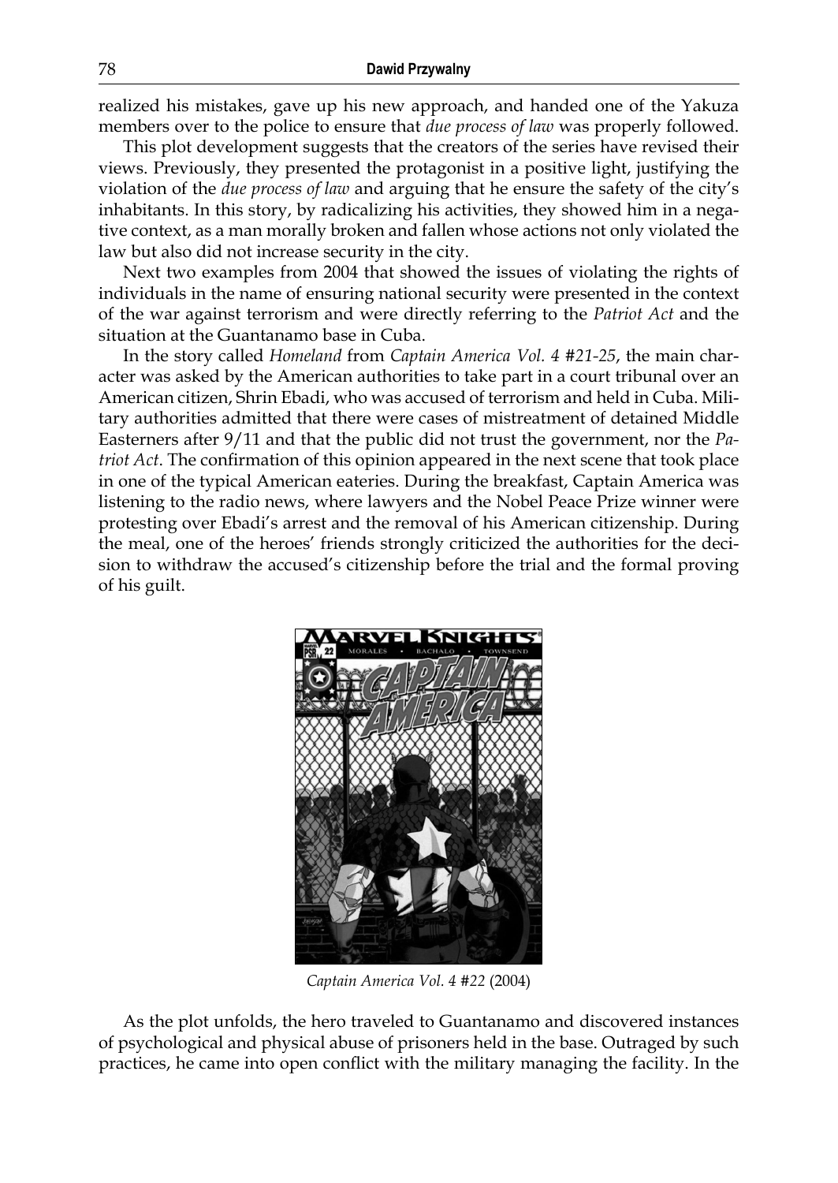realized his mistakes, gave up his new approach, and handed one of the Yakuza members over to the police to ensure that *due process of law* was properly followed.

This plot development suggests that the creators of the series have revised their views. Previously, they presented the protagonist in a positive light, justifying the violation of the *due process of law* and arguing that he ensure the safety of the city's inhabitants. In this story, by radicalizing his activities, they showed him in a negative context, as a man morally broken and fallen whose actions not only violated the law but also did not increase security in the city.

Next two examples from 2004 that showed the issues of violating the rights of individuals in the name of ensuring national security were presented in the context of the war against terrorism and were directly referring to the *Patriot Act* and the situation at the Guantanamo base in Cuba.

In the story called *Homeland* from *Captain America Vol. 4 #21-25*, the main character was asked by the American authorities to take part in a court tribunal over an American citizen, Shrin Ebadi, who was accused of terrorism and held in Cuba. Military authorities admitted that there were cases of mistreatment of detained Middle Easterners after 9/11 and that the public did not trust the government, nor the *Patriot Act*. The confirmation of this opinion appeared in the next scene that took place in one of the typical American eateries. During the breakfast, Captain America was listening to the radio news, where lawyers and the Nobel Peace Prize winner were protesting over Ebadi's arrest and the removal of his American citizenship. During the meal, one of the heroes' friends strongly criticized the authorities for the decision to withdraw the accused's citizenship before the trial and the formal proving of his guilt.

*Captain America Vol. 4 #22* (2004)

As the plot unfolds, the hero traveled to Guantanamo and discovered instances of psychological and physical abuse of prisoners held in the base. Outraged by such practices, he came into open conflict with the military managing the facility. In the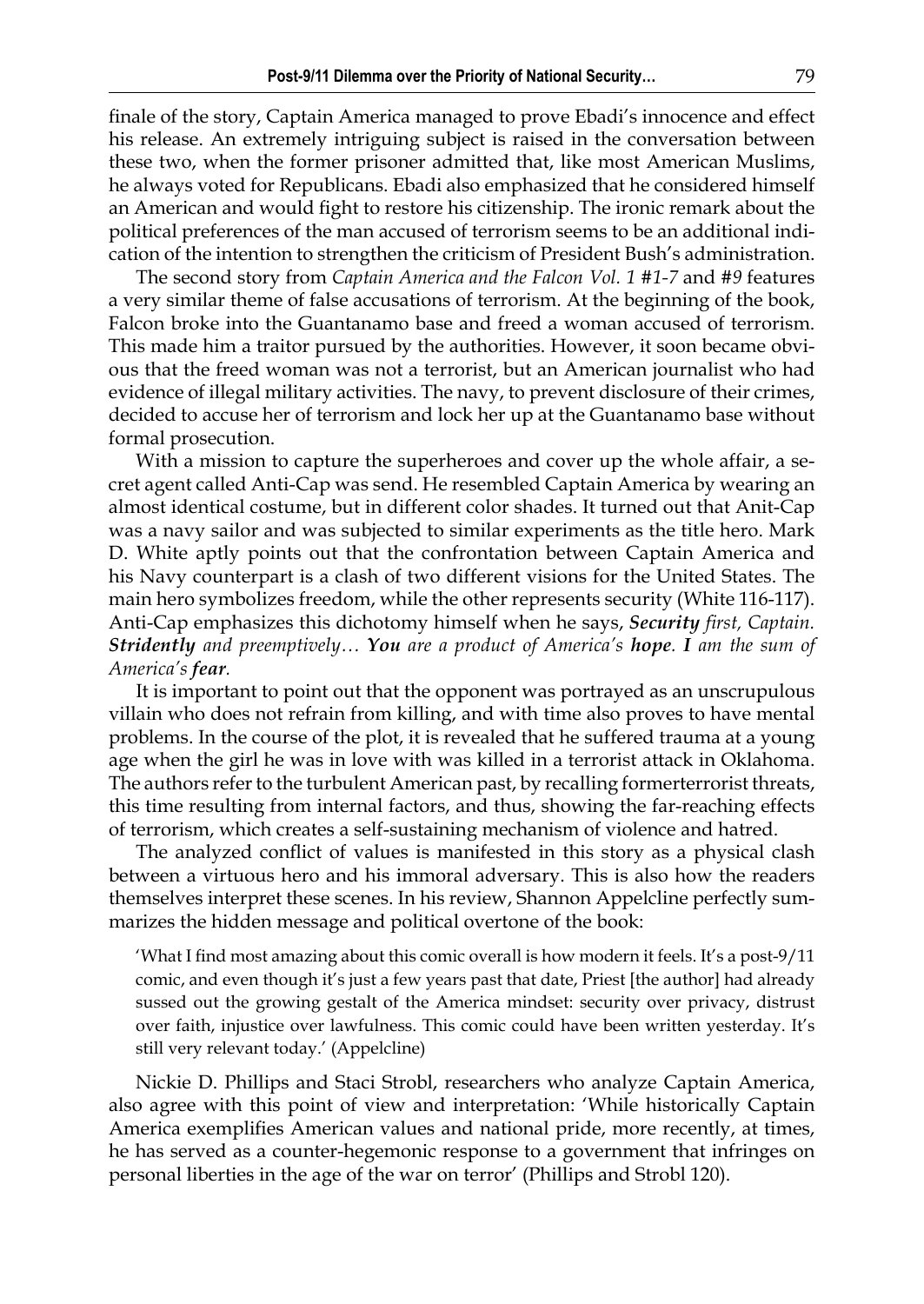finale of the story, Captain America managed to prove Ebadi's innocence and effect his release. An extremely intriguing subject is raised in the conversation between these two, when the former prisoner admitted that, like most American Muslims, he always voted for Republicans. Ebadi also emphasized that he considered himself an American and would fight to restore his citizenship. The ironic remark about the political preferences of the man accused of terrorism seems to be an additional indication of the intention to strengthen the criticism of President Bush's administration.

The second story from *Captain America and the Falcon Vol. 1 #1-7* and *#9* features a very similar theme of false accusations of terrorism. At the beginning of the book, Falcon broke into the Guantanamo base and freed a woman accused of terrorism. This made him a traitor pursued by the authorities. However, it soon became obvious that the freed woman was not a terrorist, but an American journalist who had evidence of illegal military activities. The navy, to prevent disclosure of their crimes, decided to accuse her of terrorism and lock her up at the Guantanamo base without formal prosecution.

With a mission to capture the superheroes and cover up the whole affair, a secret agent called Anti-Cap was send. He resembled Captain America by wearing an almost identical costume, but in different color shades. It turned out that Anit-Cap was a navy sailor and was subjected to similar experiments as the title hero. Mark D. White aptly points out that the confrontation between Captain America and his Navy counterpart is a clash of two different visions for the United States. The main hero symbolizes freedom, while the other represents security (White 116-117). Anti-Cap emphasizes this dichotomy himself when he says, ***Security** first, Captain. **Stridently** and preemptively… **You** are a product of America's **hope**. **I** am the sum of America's **fear**.*

It is important to point out that the opponent was portrayed as an unscrupulous villain who does not refrain from killing, and with time also proves to have mental problems. In the course of the plot, it is revealed that he suffered trauma at a young age when the girl he was in love with was killed in a terrorist attack in Oklahoma. The authors refer to the turbulent American past, by recalling formerterrorist threats, this time resulting from internal factors, and thus, showing the far-reaching effects of terrorism, which creates a self-sustaining mechanism of violence and hatred.

The analyzed conflict of values is manifested in this story as a physical clash between a virtuous hero and his immoral adversary. This is also how the readers themselves interpret these scenes. In his review, Shannon Appelcline perfectly summarizes the hidden message and political overtone of the book:

> 'What I find most amazing about this comic overall is how modern it feels. It's a post-9/11 comic, and even though it's just a few years past that date, Priest [the author] had already sussed out the growing gestalt of the America mindset: security over privacy, distrust over faith, injustice over lawfulness. This comic could have been written yesterday. It's still very relevant today.' (Appelcline)

Nickie D. Phillips and Staci Strobl, researchers who analyze Captain America, also agree with this point of view and interpretation: 'While historically Captain America exemplifies American values and national pride, more recently, at times, he has served as a counter-hegemonic response to a government that infringes on personal liberties in the age of the war on terror' (Phillips and Strobl 120).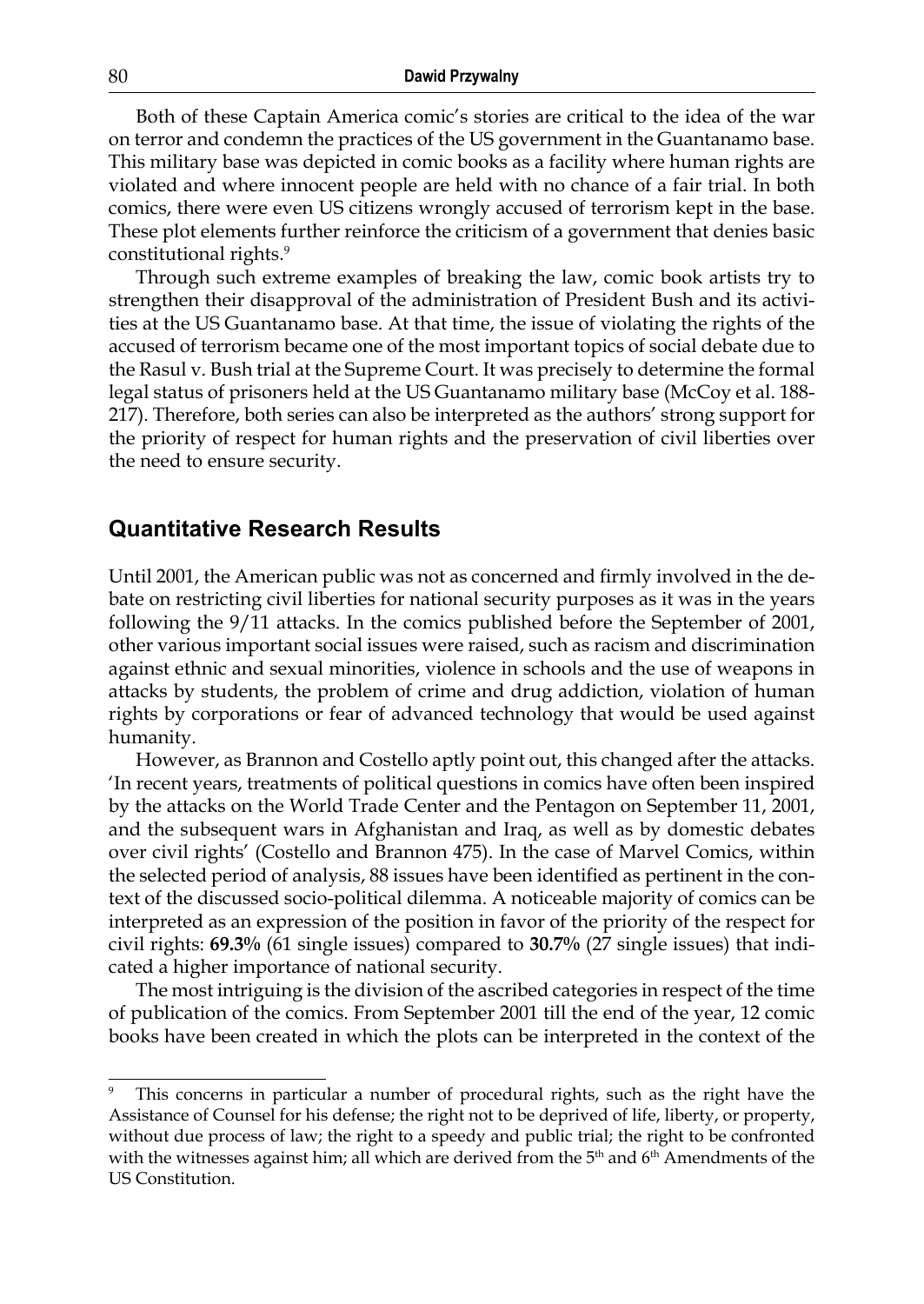Both of these Captain America comic's stories are critical to the idea of the war on terror and condemn the practices of the US government in the Guantanamo base. This military base was depicted in comic books as a facility where human rights are violated and where innocent people are held with no chance of a fair trial. In both comics, there were even US citizens wrongly accused of terrorism kept in the base. These plot elements further reinforce the criticism of a government that denies basic constitutional rights.[9]

Through such extreme examples of breaking the law, comic book artists try to strengthen their disapproval of the administration of President Bush and its activities at the US Guantanamo base. At that time, the issue of violating the rights of the accused of terrorism became one of the most important topics of social debate due to the Rasul v. Bush trial at the Supreme Court. It was precisely to determine the formal legal status of prisoners held at the US Guantanamo military base (McCoy et al. 188-217). Therefore, both series can also be interpreted as the authors' strong support for the priority of respect for human rights and the preservation of civil liberties over the need to ensure security.

## Quantitative Research Results

Until 2001, the American public was not as concerned and firmly involved in the debate on restricting civil liberties for national security purposes as it was in the years following the 9/11 attacks. In the comics published before the September of 2001, other various important social issues were raised, such as racism and discrimination against ethnic and sexual minorities, violence in schools and the use of weapons in attacks by students, the problem of crime and drug addiction, violation of human rights by corporations or fear of advanced technology that would be used against humanity.

However, as Brannon and Costello aptly point out, this changed after the attacks. 'In recent years, treatments of political questions in comics have often been inspired by the attacks on the World Trade Center and the Pentagon on September 11, 2001, and the subsequent wars in Afghanistan and Iraq, as well as by domestic debates over civil rights' (Costello and Brannon 475). In the case of Marvel Comics, within the selected period of analysis, 88 issues have been identified as pertinent in the context of the discussed socio-political dilemma. A noticeable majority of comics can be interpreted as an expression of the position in favor of the priority of the respect for civil rights: **69.3%** (61 single issues) compared to **30.7%** (27 single issues) that indicated a higher importance of national security.

The most intriguing is the division of the ascribed categories in respect of the time of publication of the comics. From September 2001 till the end of the year, 12 comic books have been created in which the plots can be interpreted in the context of the

[9] This concerns in particular a number of procedural rights, such as the right have the Assistance of Counsel for his defense; the right not to be deprived of life, liberty, or property, without due process of law; the right to a speedy and public trial; the right to be confronted with the witnesses against him; all which are derived from the 5th and 6th Amendments of the US Constitution.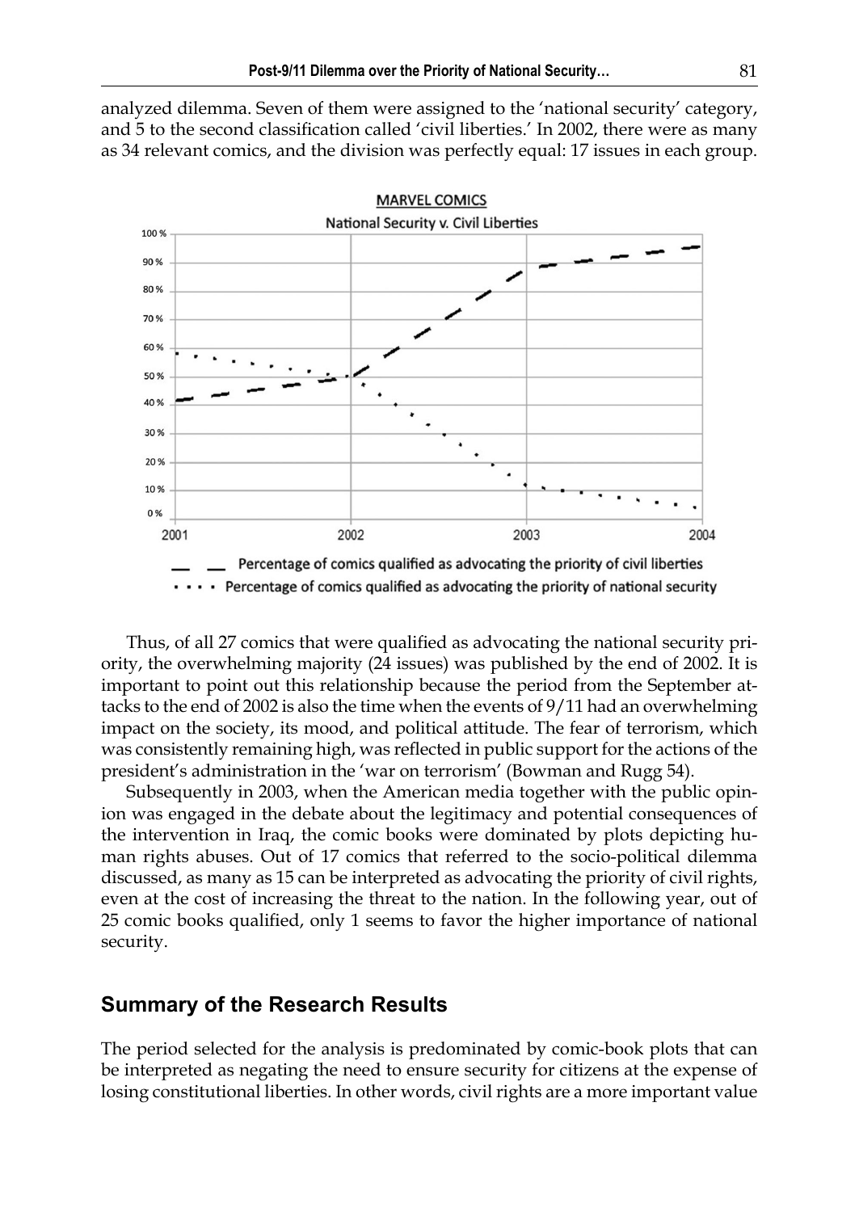analyzed dilemma. Seven of them were assigned to the 'national security' category, and 5 to the second classification called 'civil liberties.' In 2002, there were as many as 34 relevant comics, and the division was perfectly equal: 17 issues in each group.

MARVEL COMICS

National Security v. Civil Liberties

— — Percentage of comics qualified as advocating the priority of civil liberties

· · · · Percentage of comics qualified as advocating the priority of national security

Thus, of all 27 comics that were qualified as advocating the national security priority, the overwhelming majority (24 issues) was published by the end of 2002. It is important to point out this relationship because the period from the September attacks to the end of 2002 is also the time when the events of 9/11 had an overwhelming impact on the society, its mood, and political attitude. The fear of terrorism, which was consistently remaining high, was reflected in public support for the actions of the president's administration in the 'war on terrorism' (Bowman and Rugg 54).

Subsequently in 2003, when the American media together with the public opinion was engaged in the debate about the legitimacy and potential consequences of the intervention in Iraq, the comic books were dominated by plots depicting human rights abuses. Out of 17 comics that referred to the socio-political dilemma discussed, as many as 15 can be interpreted as advocating the priority of civil rights, even at the cost of increasing the threat to the nation. In the following year, out of 25 comic books qualified, only 1 seems to favor the higher importance of national security.

## Summary of the Research Results

The period selected for the analysis is predominated by comic-book plots that can be interpreted as negating the need to ensure security for citizens at the expense of losing constitutional liberties. In other words, civil rights are a more important value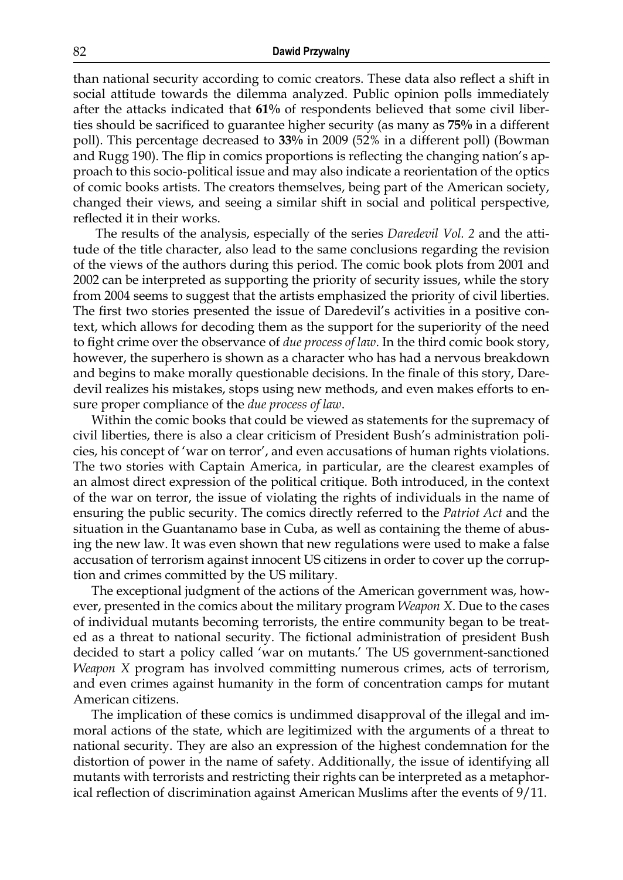than national security according to comic creators. These data also reflect a shift in social attitude towards the dilemma analyzed. Public opinion polls immediately after the attacks indicated that **61%** of respondents believed that some civil liberties should be sacrificed to guarantee higher security (as many as **75%** in a different poll). This percentage decreased to **33%** in 2009 (52% in a different poll) (Bowman and Rugg 190). The flip in comics proportions is reflecting the changing nation's approach to this socio-political issue and may also indicate a reorientation of the optics of comic books artists. The creators themselves, being part of the American society, changed their views, and seeing a similar shift in social and political perspective, reflected it in their works.

The results of the analysis, especially of the series *Daredevil Vol. 2* and the attitude of the title character, also lead to the same conclusions regarding the revision of the views of the authors during this period. The comic book plots from 2001 and 2002 can be interpreted as supporting the priority of security issues, while the story from 2004 seems to suggest that the artists emphasized the priority of civil liberties. The first two stories presented the issue of Daredevil's activities in a positive context, which allows for decoding them as the support for the superiority of the need to fight crime over the observance of *due process of law*. In the third comic book story, however, the superhero is shown as a character who has had a nervous breakdown and begins to make morally questionable decisions. In the finale of this story, Daredevil realizes his mistakes, stops using new methods, and even makes efforts to ensure proper compliance of the *due process of law*.

Within the comic books that could be viewed as statements for the supremacy of civil liberties, there is also a clear criticism of President Bush's administration policies, his concept of 'war on terror', and even accusations of human rights violations. The two stories with Captain America, in particular, are the clearest examples of an almost direct expression of the political critique. Both introduced, in the context of the war on terror, the issue of violating the rights of individuals in the name of ensuring the public security. The comics directly referred to the *Patriot Act* and the situation in the Guantanamo base in Cuba, as well as containing the theme of abusing the new law. It was even shown that new regulations were used to make a false accusation of terrorism against innocent US citizens in order to cover up the corruption and crimes committed by the US military.

The exceptional judgment of the actions of the American government was, however, presented in the comics about the military program *Weapon X*. Due to the cases of individual mutants becoming terrorists, the entire community began to be treated as a threat to national security. The fictional administration of president Bush decided to start a policy called 'war on mutants.' The US government-sanctioned *Weapon X* program has involved committing numerous crimes, acts of terrorism, and even crimes against humanity in the form of concentration camps for mutant American citizens.

The implication of these comics is undimmed disapproval of the illegal and immoral actions of the state, which are legitimized with the arguments of a threat to national security. They are also an expression of the highest condemnation for the distortion of power in the name of safety. Additionally, the issue of identifying all mutants with terrorists and restricting their rights can be interpreted as a metaphorical reflection of discrimination against American Muslims after the events of 9/11.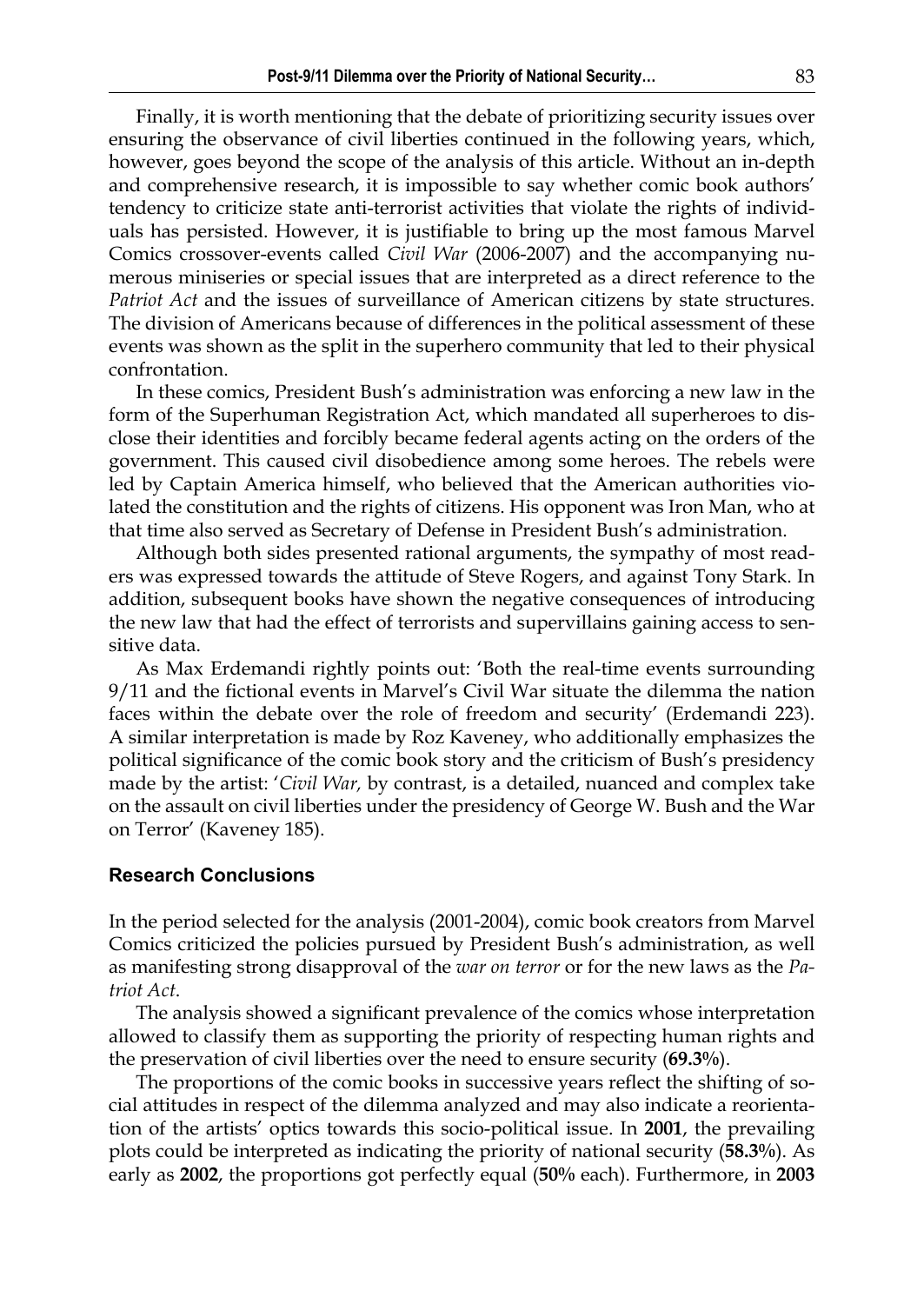Finally, it is worth mentioning that the debate of prioritizing security issues over ensuring the observance of civil liberties continued in the following years, which, however, goes beyond the scope of the analysis of this article. Without an in-depth and comprehensive research, it is impossible to say whether comic book authors' tendency to criticize state anti-terrorist activities that violate the rights of individuals has persisted. However, it is justifiable to bring up the most famous Marvel Comics crossover-events called *Civil War* (2006-2007) and the accompanying numerous miniseries or special issues that are interpreted as a direct reference to the *Patriot Act* and the issues of surveillance of American citizens by state structures. The division of Americans because of differences in the political assessment of these events was shown as the split in the superhero community that led to their physical confrontation.

In these comics, President Bush's administration was enforcing a new law in the form of the Superhuman Registration Act, which mandated all superheroes to disclose their identities and forcibly became federal agents acting on the orders of the government. This caused civil disobedience among some heroes. The rebels were led by Captain America himself, who believed that the American authorities violated the constitution and the rights of citizens. His opponent was Iron Man, who at that time also served as Secretary of Defense in President Bush's administration.

Although both sides presented rational arguments, the sympathy of most readers was expressed towards the attitude of Steve Rogers, and against Tony Stark. In addition, subsequent books have shown the negative consequences of introducing the new law that had the effect of terrorists and supervillains gaining access to sensitive data.

As Max Erdemandi rightly points out: 'Both the real-time events surrounding 9/11 and the fictional events in Marvel's Civil War situate the dilemma the nation faces within the debate over the role of freedom and security' (Erdemandi 223). A similar interpretation is made by Roz Kaveney, who additionally emphasizes the political significance of the comic book story and the criticism of Bush's presidency made by the artist: '*Civil War,* by contrast, is a detailed, nuanced and complex take on the assault on civil liberties under the presidency of George W. Bush and the War on Terror' (Kaveney 185).

### Research Conclusions

In the period selected for the analysis (2001-2004), comic book creators from Marvel Comics criticized the policies pursued by President Bush's administration, as well as manifesting strong disapproval of the *war on terror* or for the new laws as the *Patriot Act*.

The analysis showed a significant prevalence of the comics whose interpretation allowed to classify them as supporting the priority of respecting human rights and the preservation of civil liberties over the need to ensure security (**69.3%**).

The proportions of the comic books in successive years reflect the shifting of social attitudes in respect of the dilemma analyzed and may also indicate a reorientation of the artists' optics towards this socio-political issue. In **2001**, the prevailing plots could be interpreted as indicating the priority of national security (**58.3%**). As early as **2002**, the proportions got perfectly equal (**50%** each). Furthermore, in **2003**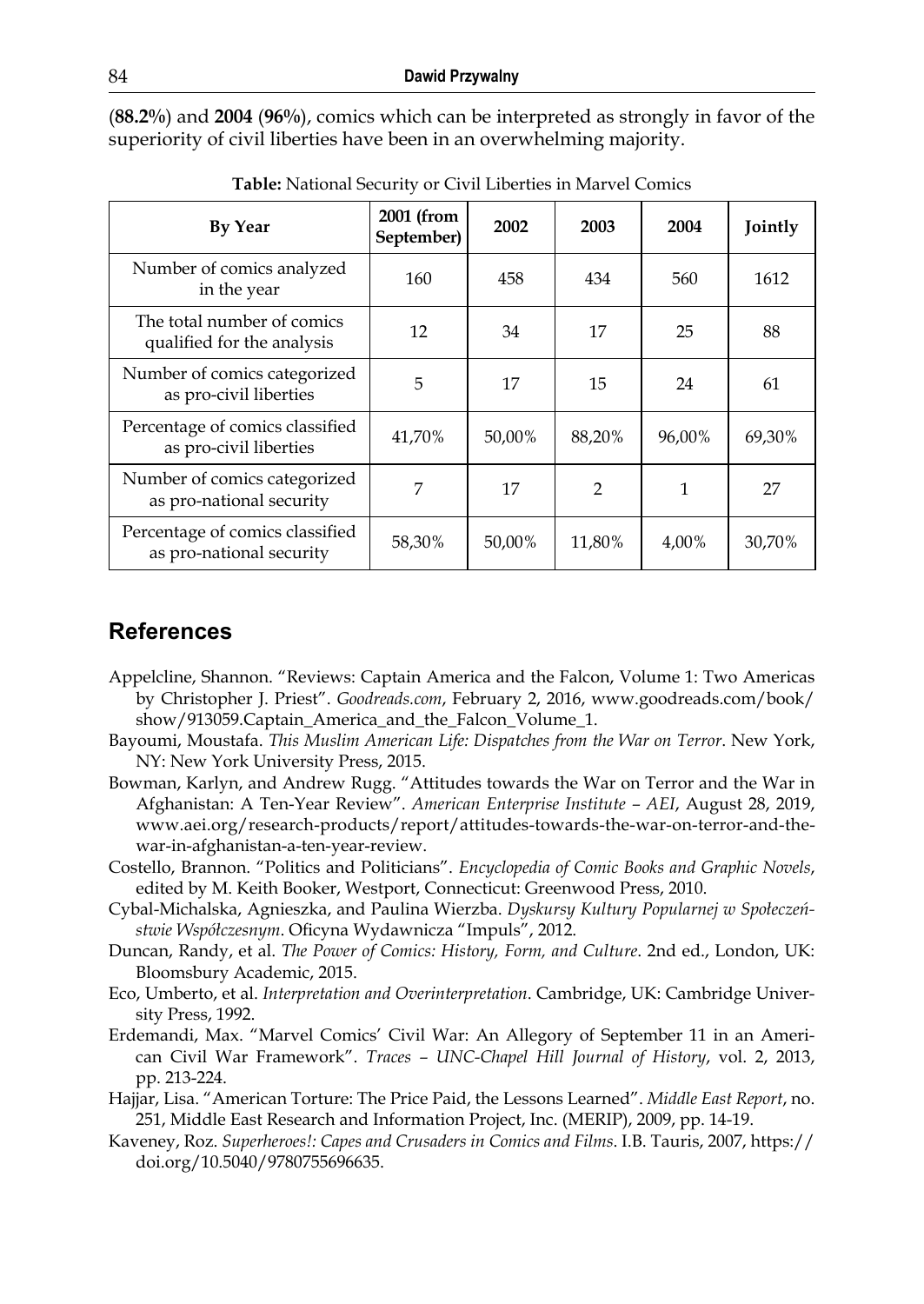(**88.2%**) and **2004** (**96%**), comics which can be interpreted as strongly in favor of the superiority of civil liberties have been in an overwhelming majority.

**Table:** National Security or Civil Liberties in Marvel Comics

| By Year | 2001 (from September) | 2002 | 2003 | 2004 | Jointly |
|---|---|---|---|---|---|
| Number of comics analyzed in the year | 160 | 458 | 434 | 560 | 1612 |
| The total number of comics qualified for the analysis | 12 | 34 | 17 | 25 | 88 |
| Number of comics categorized as pro-civil liberties | 5 | 17 | 15 | 24 | 61 |
| Percentage of comics classified as pro-civil liberties | 41,70% | 50,00% | 88,20% | 96,00% | 69,30% |
| Number of comics categorized as pro-national security | 7 | 17 | 2 | 1 | 27 |
| Percentage of comics classified as pro-national security | 58,30% | 50,00% | 11,80% | 4,00% | 30,70% |

## References

Appelcline, Shannon. "Reviews: Captain America and the Falcon, Volume 1: Two Americas by Christopher J. Priest". *Goodreads.com*, February 2, 2016, www.goodreads.com/book/show/913059.Captain_America_and_the_Falcon_Volume_1.

Bayoumi, Moustafa. *This Muslim American Life: Dispatches from the War on Terror*. New York, NY: New York University Press, 2015.

Bowman, Karlyn, and Andrew Rugg. "Attitudes towards the War on Terror and the War in Afghanistan: A Ten-Year Review". *American Enterprise Institute – AEI*, August 28, 2019, www.aei.org/research-products/report/attitudes-towards-the-war-on-terror-and-the-war-in-afghanistan-a-ten-year-review.

Costello, Brannon. "Politics and Politicians". *Encyclopedia of Comic Books and Graphic Novels*, edited by M. Keith Booker, Westport, Connecticut: Greenwood Press, 2010.

Cybal-Michalska, Agnieszka, and Paulina Wierzba. *Dyskursy Kultury Popularnej w Społeczeństwie Współczesnym*. Oficyna Wydawnicza "Impuls", 2012.

Duncan, Randy, et al. *The Power of Comics: History, Form, and Culture*. 2nd ed., London, UK: Bloomsbury Academic, 2015.

Eco, Umberto, et al. *Interpretation and Overinterpretation*. Cambridge, UK: Cambridge University Press, 1992.

Erdemandi, Max. "Marvel Comics' Civil War: An Allegory of September 11 in an American Civil War Framework". *Traces – UNC-Chapel Hill Journal of History*, vol. 2, 2013, pp. 213-224.

Hajjar, Lisa. "American Torture: The Price Paid, the Lessons Learned". *Middle East Report*, no. 251, Middle East Research and Information Project, Inc. (MERIP), 2009, pp. 14-19.

Kaveney, Roz. *Superheroes!: Capes and Crusaders in Comics and Films*. I.B. Tauris, 2007, https://doi.org/10.5040/9780755696635.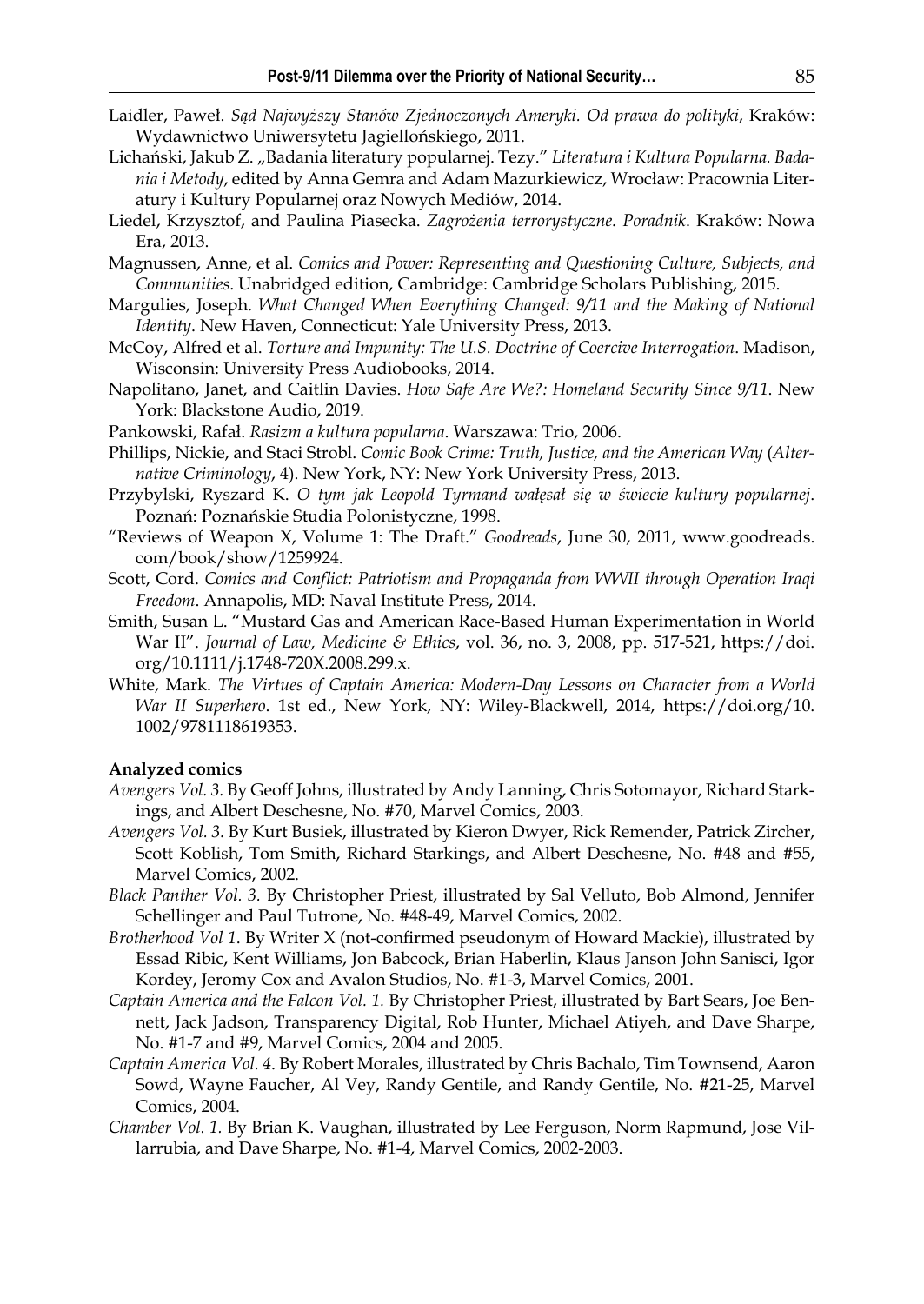Laidler, Paweł. *Sąd Najwyższy Stanów Zjednoczonych Ameryki. Od prawa do polityki*, Kraków: Wydawnictwo Uniwersytetu Jagiellońskiego, 2011.

Lichański, Jakub Z. „Badania literatury popularnej. Tezy." *Literatura i Kultura Popularna. Badania i Metody*, edited by Anna Gemra and Adam Mazurkiewicz, Wrocław: Pracownia Literatury i Kultury Popularnej oraz Nowych Mediów, 2014.

Liedel, Krzysztof, and Paulina Piasecka. *Zagrożenia terrorystyczne. Poradnik*. Kraków: Nowa Era, 2013.

Magnussen, Anne, et al. *Comics and Power: Representing and Questioning Culture, Subjects, and Communities*. Unabridged edition, Cambridge: Cambridge Scholars Publishing, 2015.

Margulies, Joseph. *What Changed When Everything Changed: 9/11 and the Making of National Identity*. New Haven, Connecticut: Yale University Press, 2013.

McCoy, Alfred et al. *Torture and Impunity: The U.S. Doctrine of Coercive Interrogation*. Madison, Wisconsin: University Press Audiobooks, 2014.

Napolitano, Janet, and Caitlin Davies. *How Safe Are We?: Homeland Security Since 9/11*. New York: Blackstone Audio, 2019.

Pankowski, Rafał. *Rasizm a kultura popularna*. Warszawa: Trio, 2006.

Phillips, Nickie, and Staci Strobl. *Comic Book Crime: Truth, Justice, and the American Way* (*Alternative Criminology*, 4). New York, NY: New York University Press, 2013.

Przybylski, Ryszard K. *O tym jak Leopold Tyrmand wałęsał się w świecie kultury popularnej*. Poznań: Poznańskie Studia Polonistyczne, 1998.

"Reviews of Weapon X, Volume 1: The Draft." *Goodreads*, June 30, 2011, www.goodreads.com/book/show/1259924.

Scott, Cord. *Comics and Conflict: Patriotism and Propaganda from WWII through Operation Iraqi Freedom*. Annapolis, MD: Naval Institute Press, 2014.

Smith, Susan L. "Mustard Gas and American Race-Based Human Experimentation in World War II". *Journal of Law, Medicine & Ethics*, vol. 36, no. 3, 2008, pp. 517-521, https://doi.org/10.1111/j.1748-720X.2008.299.x.

White, Mark. *The Virtues of Captain America: Modern-Day Lessons on Character from a World War II Superhero*. 1st ed., New York, NY: Wiley-Blackwell, 2014, https://doi.org/10.1002/9781118619353.

**Analyzed comics**

*Avengers Vol. 3.* By Geoff Johns, illustrated by Andy Lanning, Chris Sotomayor, Richard Starkings, and Albert Deschesne, No. #70, Marvel Comics, 2003.

*Avengers Vol. 3.* By Kurt Busiek, illustrated by Kieron Dwyer, Rick Remender, Patrick Zircher, Scott Koblish, Tom Smith, Richard Starkings, and Albert Deschesne, No. #48 and #55, Marvel Comics, 2002.

*Black Panther Vol. 3.* By Christopher Priest, illustrated by Sal Velluto, Bob Almond, Jennifer Schellinger and Paul Tutrone, No. #48-49, Marvel Comics, 2002.

*Brotherhood Vol 1.* By Writer X (not-confirmed pseudonym of Howard Mackie), illustrated by Essad Ribic, Kent Williams, Jon Babcock, Brian Haberlin, Klaus Janson John Sanisci, Igor Kordey, Jeromy Cox and Avalon Studios, No. #1-3, Marvel Comics, 2001.

*Captain America and the Falcon Vol. 1.* By Christopher Priest, illustrated by Bart Sears, Joe Bennett, Jack Jadson, Transparency Digital, Rob Hunter, Michael Atiyeh, and Dave Sharpe, No. #1-7 and #9, Marvel Comics, 2004 and 2005.

*Captain America Vol. 4.* By Robert Morales, illustrated by Chris Bachalo, Tim Townsend, Aaron Sowd, Wayne Faucher, Al Vey, Randy Gentile, and Randy Gentile, No. #21-25, Marvel Comics, 2004.

*Chamber Vol. 1.* By Brian K. Vaughan, illustrated by Lee Ferguson, Norm Rapmund, Jose Villarrubia, and Dave Sharpe, No. #1-4, Marvel Comics, 2002-2003.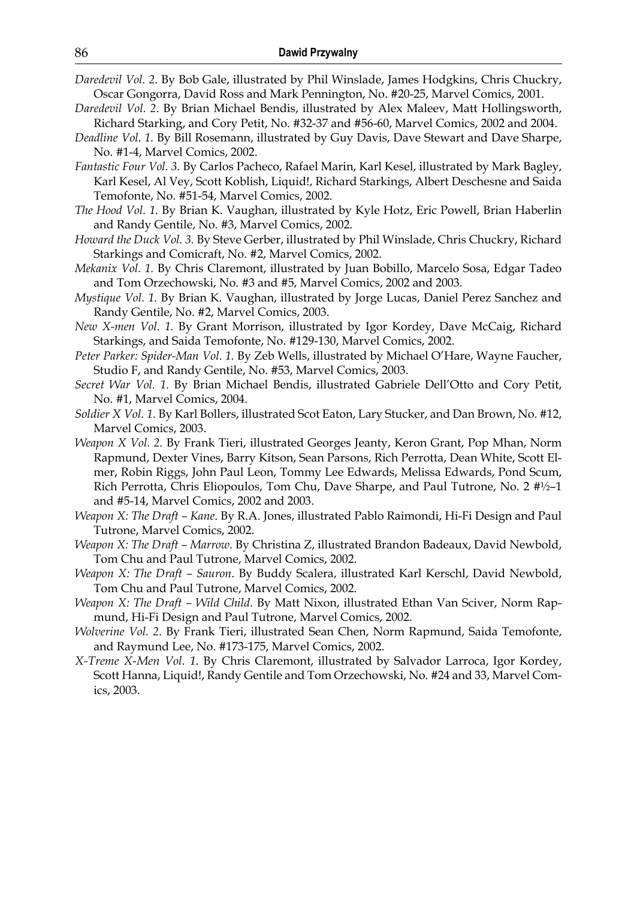*Daredevil Vol. 2*. By Bob Gale, illustrated by Phil Winslade, James Hodgkins, Chris Chuckry, Oscar Gongorra, David Ross and Mark Pennington, No. #20-25, Marvel Comics, 2001.

*Daredevil Vol. 2*. By Brian Michael Bendis, illustrated by Alex Maleev, Matt Hollingsworth, Richard Starking, and Cory Petit, No. #32-37 and #56-60, Marvel Comics, 2002 and 2004.

*Deadline Vol. 1.* By Bill Rosemann, illustrated by Guy Davis, Dave Stewart and Dave Sharpe, No. #1-4, Marvel Comics, 2002.

*Fantastic Four Vol. 3.* By Carlos Pacheco, Rafael Marin, Karl Kesel, illustrated by Mark Bagley, Karl Kesel, Al Vey, Scott Koblish, Liquid!, Richard Starkings, Albert Deschesne and Saida Temofonte, No. #51-54, Marvel Comics, 2002.

*The Hood Vol. 1.* By Brian K. Vaughan, illustrated by Kyle Hotz, Eric Powell, Brian Haberlin and Randy Gentile, No. #3, Marvel Comics, 2002.

*Howard the Duck Vol. 3.* By Steve Gerber, illustrated by Phil Winslade, Chris Chuckry, Richard Starkings and Comicraft, No. #2, Marvel Comics, 2002.

*Mekanix Vol. 1.* By Chris Claremont, illustrated by Juan Bobillo, Marcelo Sosa, Edgar Tadeo and Tom Orzechowski, No. #3 and #5, Marvel Comics, 2002 and 2003.

*Mystique Vol. 1.* By Brian K. Vaughan, illustrated by Jorge Lucas, Daniel Perez Sanchez and Randy Gentile, No. #2, Marvel Comics, 2003.

*New X-men Vol. 1.* By Grant Morrison, illustrated by Igor Kordey, Dave McCaig, Richard Starkings, and Saida Temofonte, No. #129-130, Marvel Comics, 2002.

*Peter Parker: Spider-Man Vol. 1.* By Zeb Wells, illustrated by Michael O'Hare, Wayne Faucher, Studio F, and Randy Gentile, No. #53, Marvel Comics, 2003.

*Secret War Vol. 1.* By Brian Michael Bendis, illustrated Gabriele Dell'Otto and Cory Petit, No. #1, Marvel Comics, 2004.

*Soldier X Vol. 1.* By Karl Bollers, illustrated Scot Eaton, Lary Stucker, and Dan Brown, No. #12, Marvel Comics, 2003.

*Weapon X Vol. 2.* By Frank Tieri, illustrated Georges Jeanty, Keron Grant, Pop Mhan, Norm Rapmund, Dexter Vines, Barry Kitson, Sean Parsons, Rich Perrotta, Dean White, Scott Elmer, Robin Riggs, John Paul Leon, Tommy Lee Edwards, Melissa Edwards, Pond Scum, Rich Perrotta, Chris Eliopoulos, Tom Chu, Dave Sharpe, and Paul Tutrone, No. 2 #½–1 and #5-14, Marvel Comics, 2002 and 2003.

*Weapon X: The Draft – Kane*. By R.A. Jones, illustrated Pablo Raimondi, Hi-Fi Design and Paul Tutrone, Marvel Comics, 2002.

*Weapon X: The Draft – Marrow*. By Christina Z, illustrated Brandon Badeaux, David Newbold, Tom Chu and Paul Tutrone, Marvel Comics, 2002.

*Weapon X: The Draft – Sauron*. By Buddy Scalera, illustrated Karl Kerschl, David Newbold, Tom Chu and Paul Tutrone, Marvel Comics, 2002.

*Weapon X: The Draft – Wild Child*. By Matt Nixon, illustrated Ethan Van Sciver, Norm Rapmund, Hi-Fi Design and Paul Tutrone, Marvel Comics, 2002.

*Wolverine Vol. 2*. By Frank Tieri, illustrated Sean Chen, Norm Rapmund, Saida Temofonte, and Raymund Lee, No. #173-175, Marvel Comics, 2002.

*X-Treme X-Men Vol. 1.* By Chris Claremont, illustrated by Salvador Larroca, Igor Kordey, Scott Hanna, Liquid!, Randy Gentile and Tom Orzechowski, No. #24 and 33, Marvel Comics, 2003.